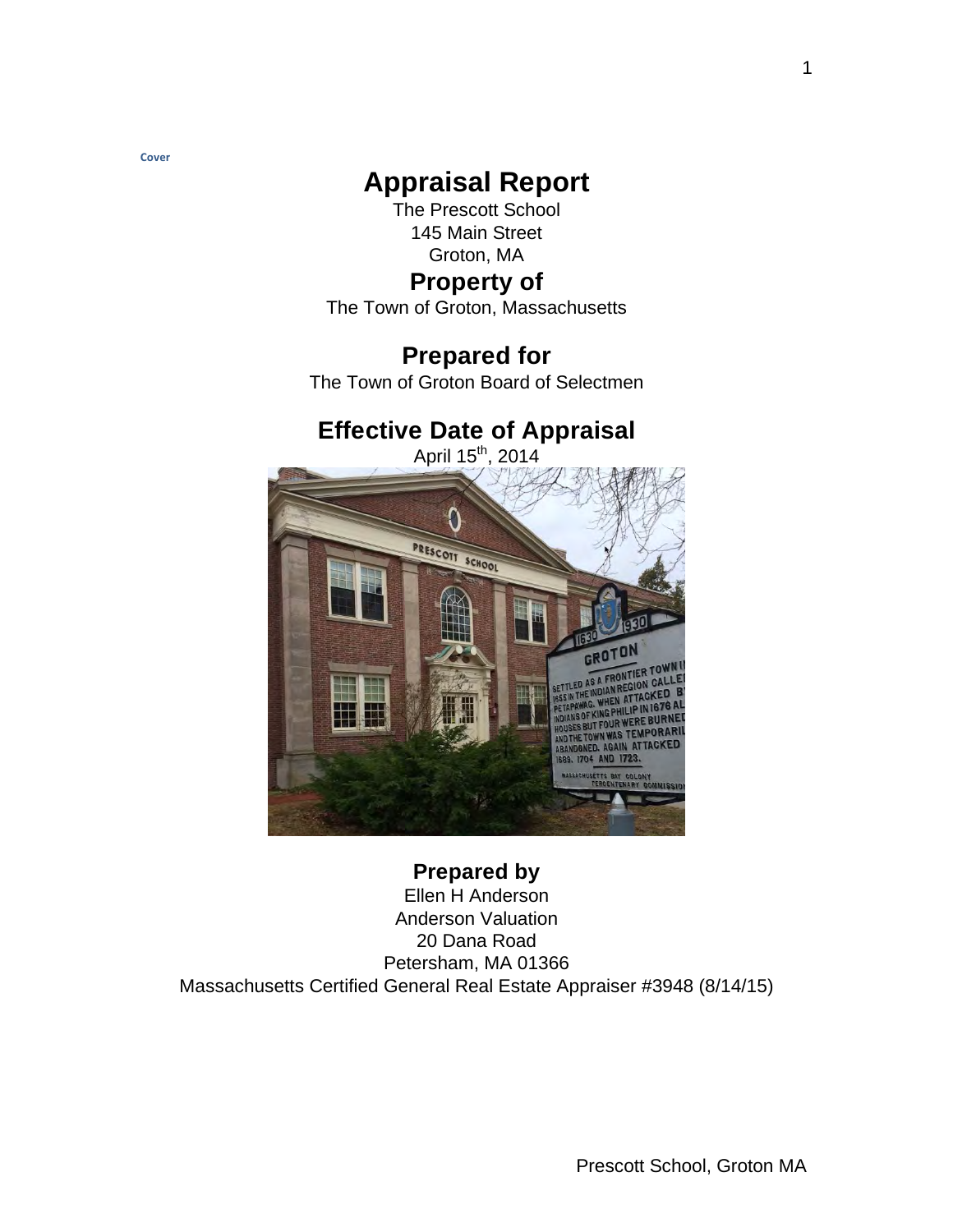Cover

# Appraisal Report

The Prescott School
145 Main Street
Groton, MA

## Property of

The Town of Groton, Massachusetts

## Prepared for

The Town of Groton Board of Selectmen

## Effective Date of Appraisal

April 15th, 2014

**Prepared by**

Ellen H Anderson
Anderson Valuation
20 Dana Road
Petersham, MA 01366
Massachusetts Certified General Real Estate Appraiser #3948 (8/14/15)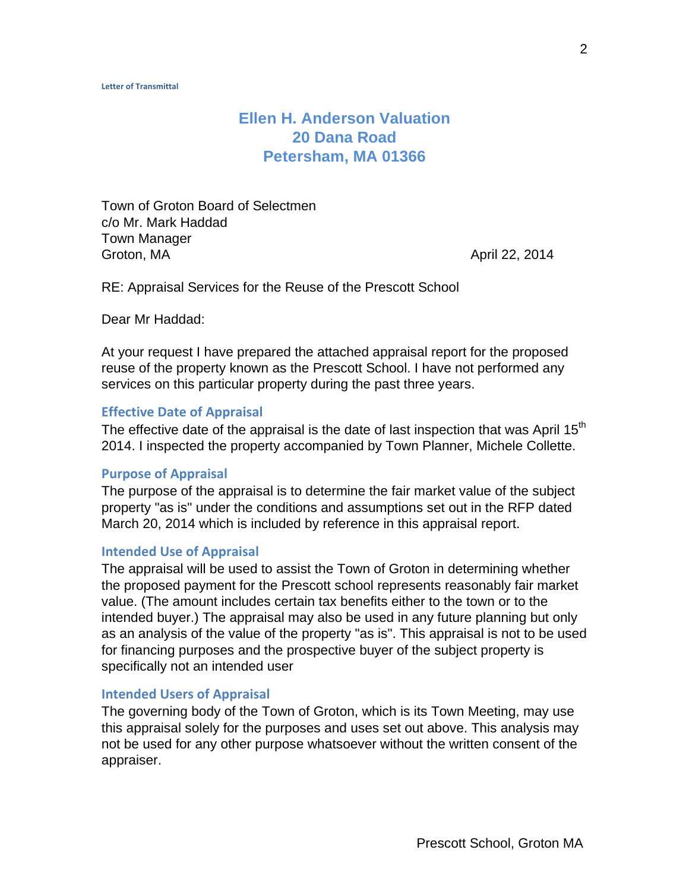Letter of Transmittal

# Ellen H. Anderson Valuation
# 20 Dana Road
# Petersham, MA 01366

Town of Groton Board of Selectmen
c/o Mr. Mark Haddad
Town Manager
Groton, MA

April 22, 2014

RE: Appraisal Services for the Reuse of the Prescott School

Dear Mr Haddad:

At your request I have prepared the attached appraisal report for the proposed reuse of the property known as the Prescott School. I have not performed any services on this particular property during the past three years.

## Effective Date of Appraisal

The effective date of the appraisal is the date of last inspection that was April 15th 2014. I inspected the property accompanied by Town Planner, Michele Collette.

## Purpose of Appraisal

The purpose of the appraisal is to determine the fair market value of the subject property "as is" under the conditions and assumptions set out in the RFP dated March 20, 2014 which is included by reference in this appraisal report.

## Intended Use of Appraisal

The appraisal will be used to assist the Town of Groton in determining whether the proposed payment for the Prescott school represents reasonably fair market value. (The amount includes certain tax benefits either to the town or to the intended buyer.) The appraisal may also be used in any future planning but only as an analysis of the value of the property "as is". This appraisal is not to be used for financing purposes and the prospective buyer of the subject property is specifically not an intended user

## Intended Users of Appraisal

The governing body of the Town of Groton, which is its Town Meeting, may use this appraisal solely for the purposes and uses set out above. This analysis may not be used for any other purpose whatsoever without the written consent of the appraiser.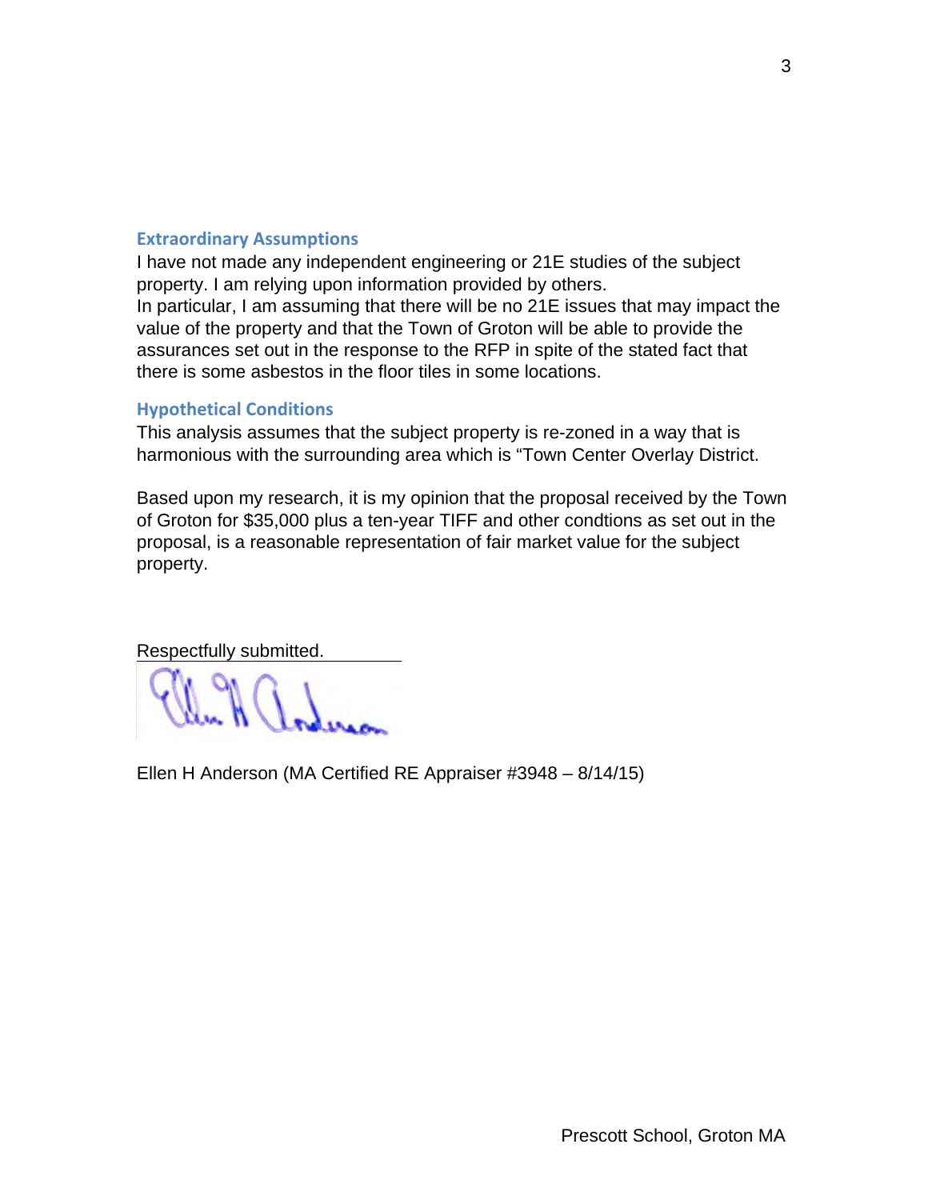### Extraordinary Assumptions

I have not made any independent engineering or 21E studies of the subject property. I am relying upon information provided by others.
In particular, I am assuming that there will be no 21E issues that may impact the value of the property and that the Town of Groton will be able to provide the assurances set out in the response to the RFP in spite of the stated fact that there is some asbestos in the floor tiles in some locations.

### Hypothetical Conditions

This analysis assumes that the subject property is re-zoned in a way that is harmonious with the surrounding area which is "Town Center Overlay District.

Based upon my research, it is my opinion that the proposal received by the Town of Groton for $35,000 plus a ten-year TIFF and other condtions as set out in the proposal, is a reasonable representation of fair market value for the subject property.

Respectfully submitted.

Ellen H Anderson (MA Certified RE Appraiser #3948 – 8/14/15)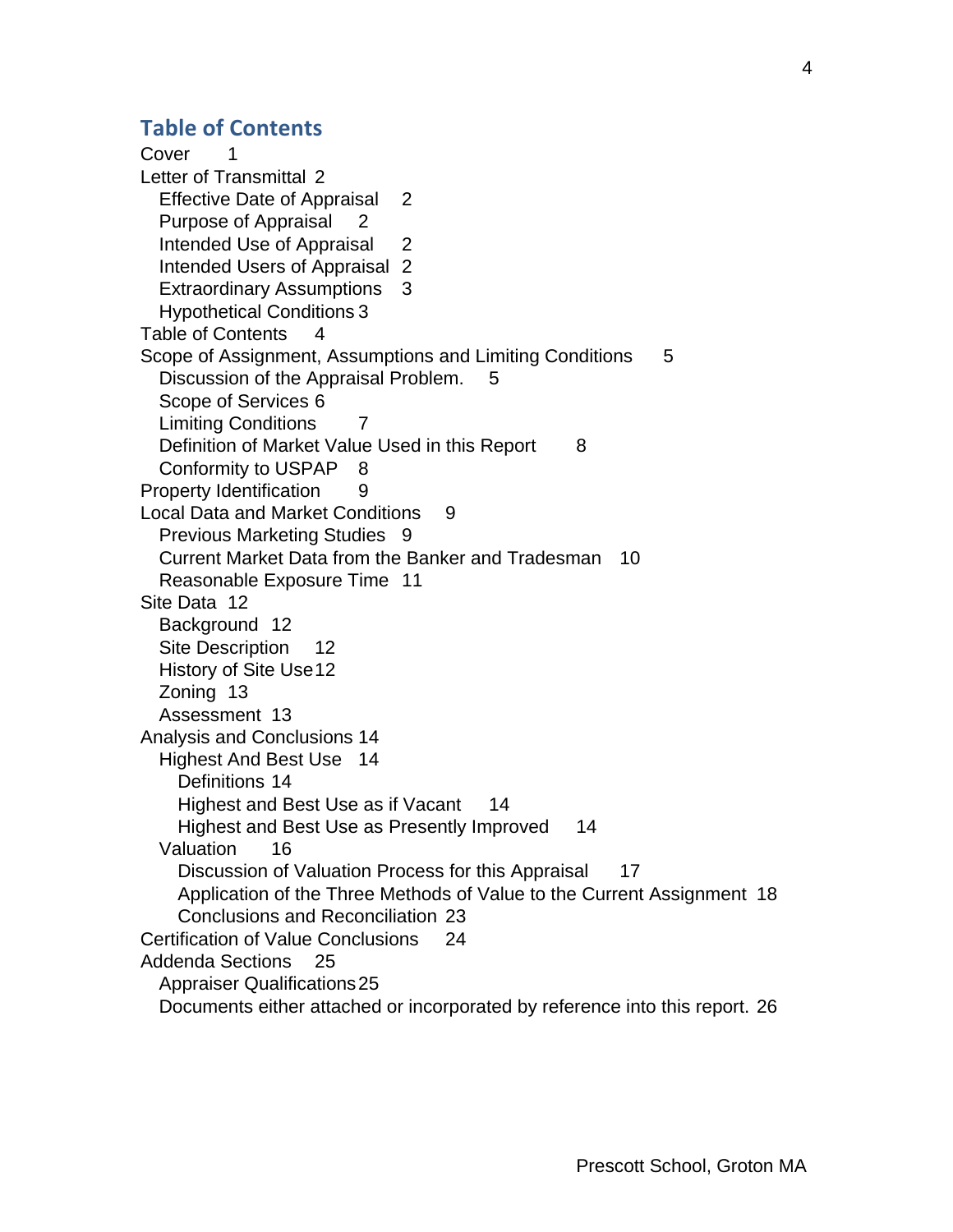## Table of Contents

- Cover 1
- Letter of Transmittal 2
  - Effective Date of Appraisal 2
  - Purpose of Appraisal 2
  - Intended Use of Appraisal 2
  - Intended Users of Appraisal 2
  - Extraordinary Assumptions 3
  - Hypothetical Conditions 3
- Table of Contents 4
- Scope of Assignment, Assumptions and Limiting Conditions 5
  - Discussion of the Appraisal Problem. 5
  - Scope of Services 6
  - Limiting Conditions 7
  - Definition of Market Value Used in this Report 8
  - Conformity to USPAP 8
- Property Identification 9
- Local Data and Market Conditions 9
  - Previous Marketing Studies 9
  - Current Market Data from the Banker and Tradesman 10
  - Reasonable Exposure Time 11
- Site Data 12
  - Background 12
  - Site Description 12
  - History of Site Use 12
  - Zoning 13
  - Assessment 13
- Analysis and Conclusions 14
  - Highest And Best Use 14
    - Definitions 14
    - Highest and Best Use as if Vacant 14
    - Highest and Best Use as Presently Improved 14
  - Valuation 16
    - Discussion of Valuation Process for this Appraisal 17
    - Application of the Three Methods of Value to the Current Assignment 18
    - Conclusions and Reconciliation 23
- Certification of Value Conclusions 24
- Addenda Sections 25
  - Appraiser Qualifications 25
  - Documents either attached or incorporated by reference into this report. 26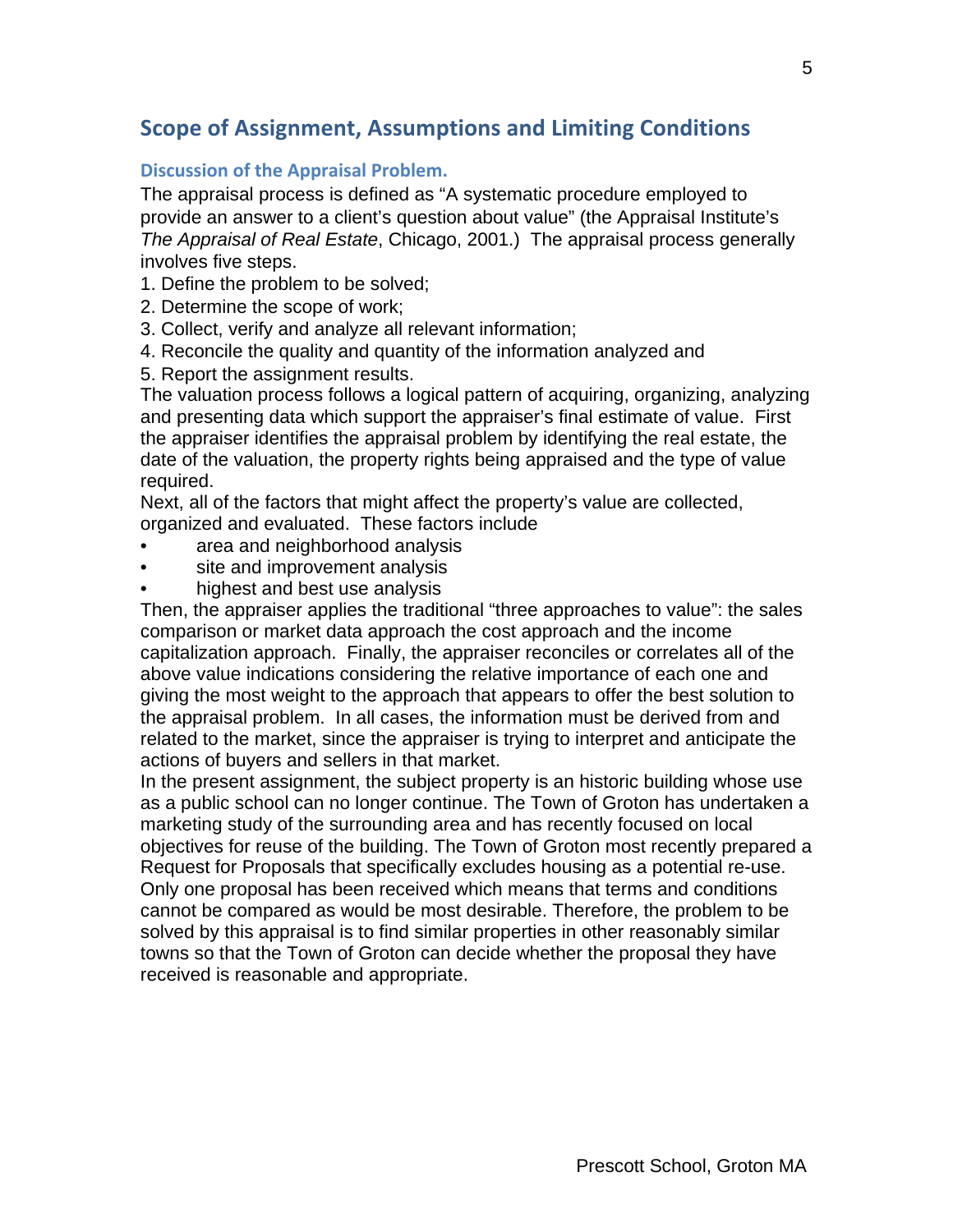## Scope of Assignment, Assumptions and Limiting Conditions

### Discussion of the Appraisal Problem.

The appraisal process is defined as "A systematic procedure employed to provide an answer to a client's question about value" (the Appraisal Institute's *The Appraisal of Real Estate*, Chicago, 2001.) The appraisal process generally involves five steps.

1. Define the problem to be solved;
2. Determine the scope of work;
3. Collect, verify and analyze all relevant information;
4. Reconcile the quality and quantity of the information analyzed and
5. Report the assignment results.

The valuation process follows a logical pattern of acquiring, organizing, analyzing and presenting data which support the appraiser's final estimate of value. First the appraiser identifies the appraisal problem by identifying the real estate, the date of the valuation, the property rights being appraised and the type of value required.

Next, all of the factors that might affect the property's value are collected, organized and evaluated. These factors include

- area and neighborhood analysis
- site and improvement analysis
- highest and best use analysis

Then, the appraiser applies the traditional "three approaches to value": the sales comparison or market data approach the cost approach and the income capitalization approach. Finally, the appraiser reconciles or correlates all of the above value indications considering the relative importance of each one and giving the most weight to the approach that appears to offer the best solution to the appraisal problem. In all cases, the information must be derived from and related to the market, since the appraiser is trying to interpret and anticipate the actions of buyers and sellers in that market.

In the present assignment, the subject property is an historic building whose use as a public school can no longer continue. The Town of Groton has undertaken a marketing study of the surrounding area and has recently focused on local objectives for reuse of the building. The Town of Groton most recently prepared a Request for Proposals that specifically excludes housing as a potential re-use. Only one proposal has been received which means that terms and conditions cannot be compared as would be most desirable. Therefore, the problem to be solved by this appraisal is to find similar properties in other reasonably similar towns so that the Town of Groton can decide whether the proposal they have received is reasonable and appropriate.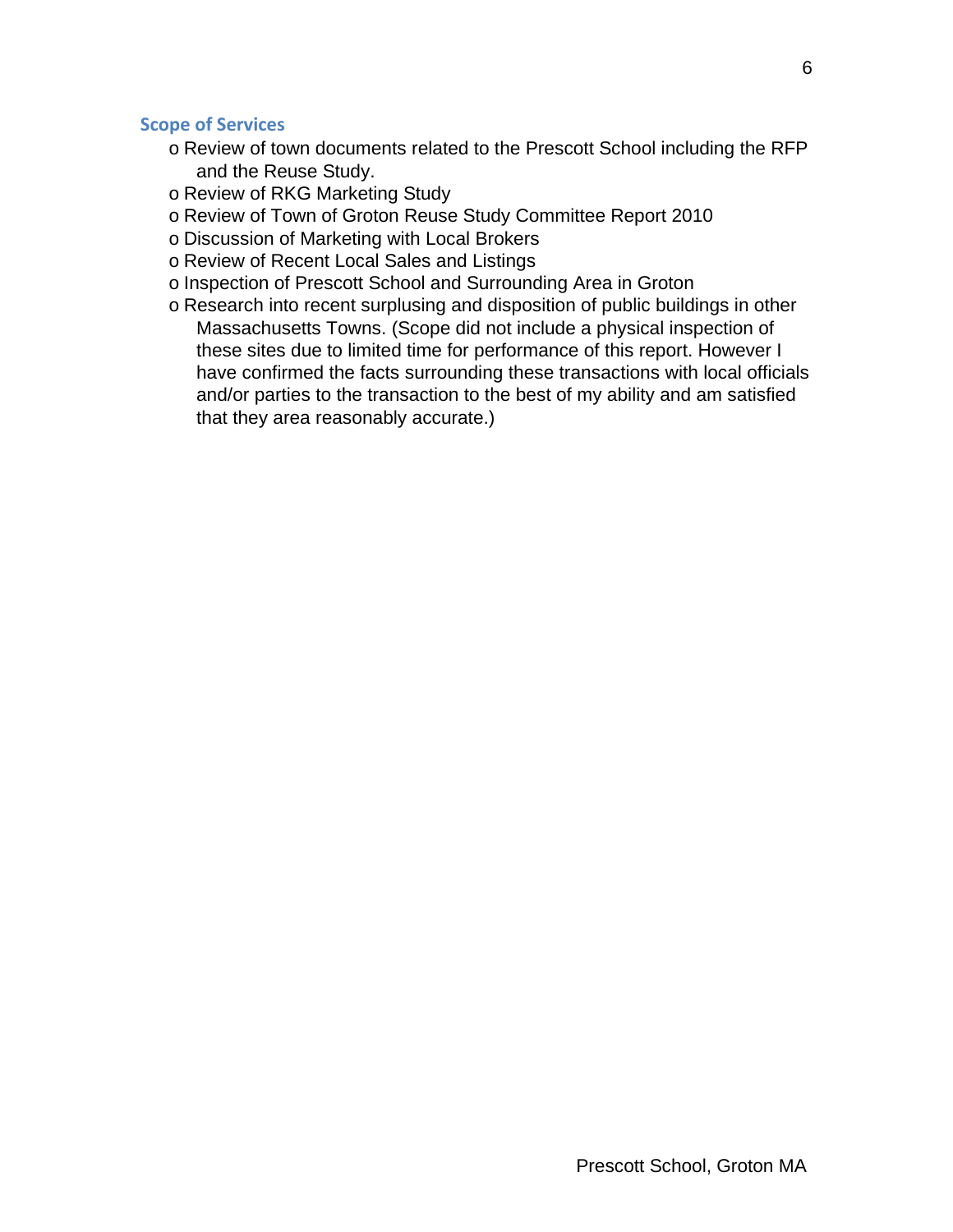## Scope of Services

- Review of town documents related to the Prescott School including the RFP and the Reuse Study.
- Review of RKG Marketing Study
- Review of Town of Groton Reuse Study Committee Report 2010
- Discussion of Marketing with Local Brokers
- Review of Recent Local Sales and Listings
- Inspection of Prescott School and Surrounding Area in Groton
- Research into recent surplusing and disposition of public buildings in other Massachusetts Towns. (Scope did not include a physical inspection of these sites due to limited time for performance of this report. However I have confirmed the facts surrounding these transactions with local officials and/or parties to the transaction to the best of my ability and am satisfied that they area reasonably accurate.)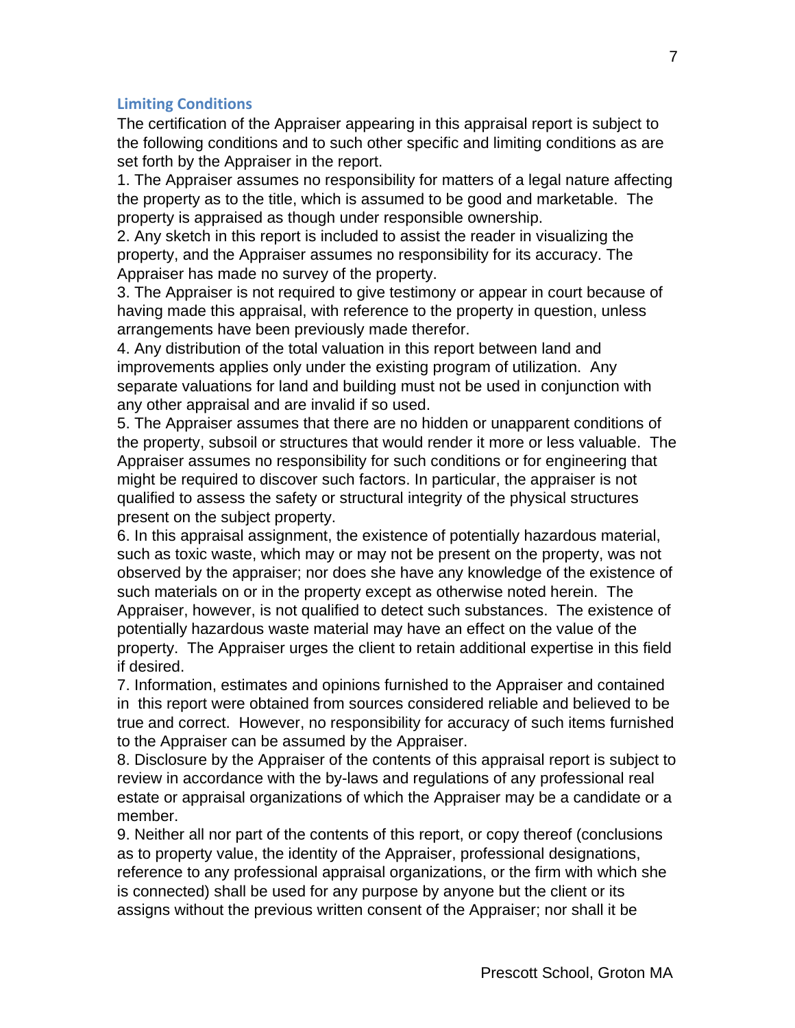## Limiting Conditions

The certification of the Appraiser appearing in this appraisal report is subject to the following conditions and to such other specific and limiting conditions as are set forth by the Appraiser in the report.

1. The Appraiser assumes no responsibility for matters of a legal nature affecting the property as to the title, which is assumed to be good and marketable. The property is appraised as though under responsible ownership.
2. Any sketch in this report is included to assist the reader in visualizing the property, and the Appraiser assumes no responsibility for its accuracy. The Appraiser has made no survey of the property.
3. The Appraiser is not required to give testimony or appear in court because of having made this appraisal, with reference to the property in question, unless arrangements have been previously made therefor.
4. Any distribution of the total valuation in this report between land and improvements applies only under the existing program of utilization. Any separate valuations for land and building must not be used in conjunction with any other appraisal and are invalid if so used.
5. The Appraiser assumes that there are no hidden or unapparent conditions of the property, subsoil or structures that would render it more or less valuable. The Appraiser assumes no responsibility for such conditions or for engineering that might be required to discover such factors. In particular, the appraiser is not qualified to assess the safety or structural integrity of the physical structures present on the subject property.
6. In this appraisal assignment, the existence of potentially hazardous material, such as toxic waste, which may or may not be present on the property, was not observed by the appraiser; nor does she have any knowledge of the existence of such materials on or in the property except as otherwise noted herein. The Appraiser, however, is not qualified to detect such substances. The existence of potentially hazardous waste material may have an effect on the value of the property. The Appraiser urges the client to retain additional expertise in this field if desired.
7. Information, estimates and opinions furnished to the Appraiser and contained in this report were obtained from sources considered reliable and believed to be true and correct. However, no responsibility for accuracy of such items furnished to the Appraiser can be assumed by the Appraiser.
8. Disclosure by the Appraiser of the contents of this appraisal report is subject to review in accordance with the by-laws and regulations of any professional real estate or appraisal organizations of which the Appraiser may be a candidate or a member.
9. Neither all nor part of the contents of this report, or copy thereof (conclusions as to property value, the identity of the Appraiser, professional designations, reference to any professional appraisal organizations, or the firm with which she is connected) shall be used for any purpose by anyone but the client or its assigns without the previous written consent of the Appraiser; nor shall it be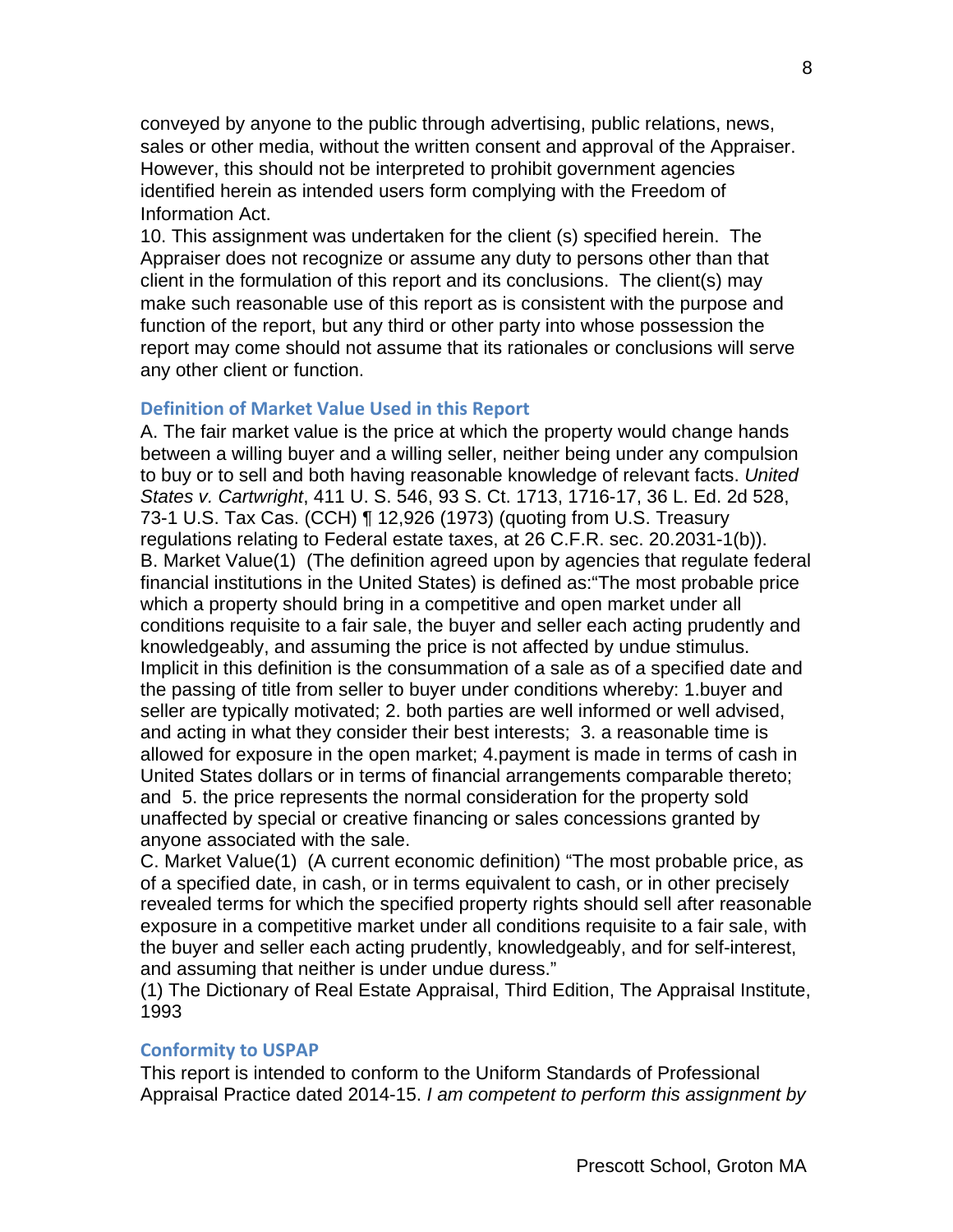conveyed by anyone to the public through advertising, public relations, news, sales or other media, without the written consent and approval of the Appraiser. However, this should not be interpreted to prohibit government agencies identified herein as intended users form complying with the Freedom of Information Act.

10. This assignment was undertaken for the client (s) specified herein. The Appraiser does not recognize or assume any duty to persons other than that client in the formulation of this report and its conclusions. The client(s) may make such reasonable use of this report as is consistent with the purpose and function of the report, but any third or other party into whose possession the report may come should not assume that its rationales or conclusions will serve any other client or function.

## Definition of Market Value Used in this Report

A. The fair market value is the price at which the property would change hands between a willing buyer and a willing seller, neither being under any compulsion to buy or to sell and both having reasonable knowledge of relevant facts. *United States v. Cartwright*, 411 U. S. 546, 93 S. Ct. 1713, 1716-17, 36 L. Ed. 2d 528, 73-1 U.S. Tax Cas. (CCH) ¶ 12,926 (1973) (quoting from U.S. Treasury regulations relating to Federal estate taxes, at 26 C.F.R. sec. 20.2031-1(b)).

B. Market Value(1) (The definition agreed upon by agencies that regulate federal financial institutions in the United States) is defined as:"The most probable price which a property should bring in a competitive and open market under all conditions requisite to a fair sale, the buyer and seller each acting prudently and knowledgeably, and assuming the price is not affected by undue stimulus. Implicit in this definition is the consummation of a sale as of a specified date and the passing of title from seller to buyer under conditions whereby: 1.buyer and seller are typically motivated; 2. both parties are well informed or well advised, and acting in what they consider their best interests; 3. a reasonable time is allowed for exposure in the open market; 4.payment is made in terms of cash in United States dollars or in terms of financial arrangements comparable thereto; and 5. the price represents the normal consideration for the property sold unaffected by special or creative financing or sales concessions granted by anyone associated with the sale.

C. Market Value(1) (A current economic definition) "The most probable price, as of a specified date, in cash, or in terms equivalent to cash, or in other precisely revealed terms for which the specified property rights should sell after reasonable exposure in a competitive market under all conditions requisite to a fair sale, with the buyer and seller each acting prudently, knowledgeably, and for self-interest, and assuming that neither is under undue duress."

(1) The Dictionary of Real Estate Appraisal, Third Edition, The Appraisal Institute, 1993

## Conformity to USPAP

This report is intended to conform to the Uniform Standards of Professional Appraisal Practice dated 2014-15. *I am competent to perform this assignment by*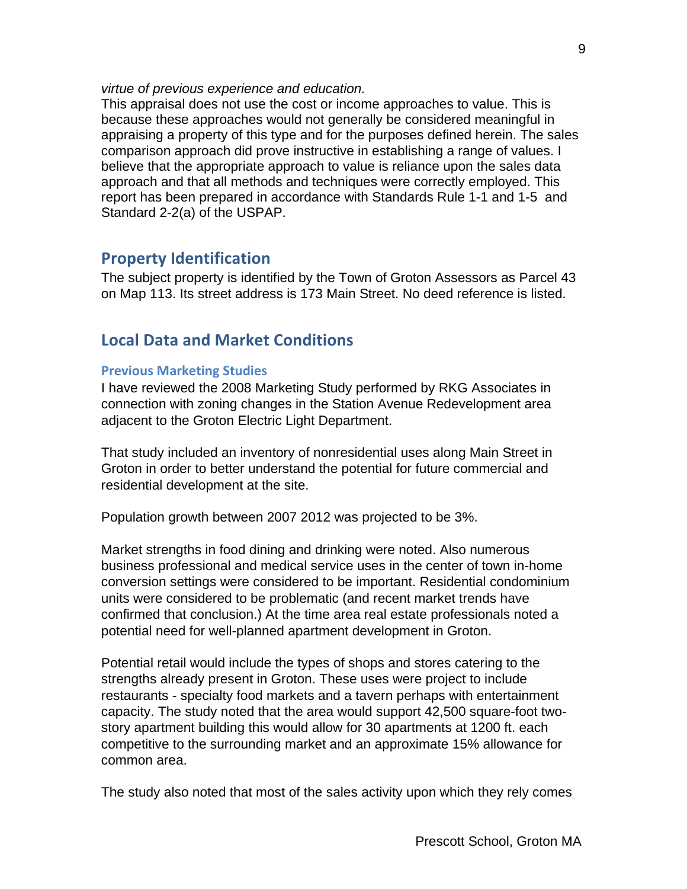*virtue of previous experience and education.*

This appraisal does not use the cost or income approaches to value. This is because these approaches would not generally be considered meaningful in appraising a property of this type and for the purposes defined herein. The sales comparison approach did prove instructive in establishing a range of values. I believe that the appropriate approach to value is reliance upon the sales data approach and that all methods and techniques were correctly employed. This report has been prepared in accordance with Standards Rule 1-1 and 1-5 and Standard 2-2(a) of the USPAP.

## Property Identification

The subject property is identified by the Town of Groton Assessors as Parcel 43 on Map 113. Its street address is 173 Main Street. No deed reference is listed.

## Local Data and Market Conditions

### Previous Marketing Studies

I have reviewed the 2008 Marketing Study performed by RKG Associates in connection with zoning changes in the Station Avenue Redevelopment area adjacent to the Groton Electric Light Department.

That study included an inventory of nonresidential uses along Main Street in Groton in order to better understand the potential for future commercial and residential development at the site.

Population growth between 2007 2012 was projected to be 3%.

Market strengths in food dining and drinking were noted. Also numerous business professional and medical service uses in the center of town in-home conversion settings were considered to be important. Residential condominium units were considered to be problematic (and recent market trends have confirmed that conclusion.) At the time area real estate professionals noted a potential need for well-planned apartment development in Groton.

Potential retail would include the types of shops and stores catering to the strengths already present in Groton. These uses were project to include restaurants - specialty food markets and a tavern perhaps with entertainment capacity. The study noted that the area would support 42,500 square-foot two-story apartment building this would allow for 30 apartments at 1200 ft. each competitive to the surrounding market and an approximate 15% allowance for common area.

The study also noted that most of the sales activity upon which they rely comes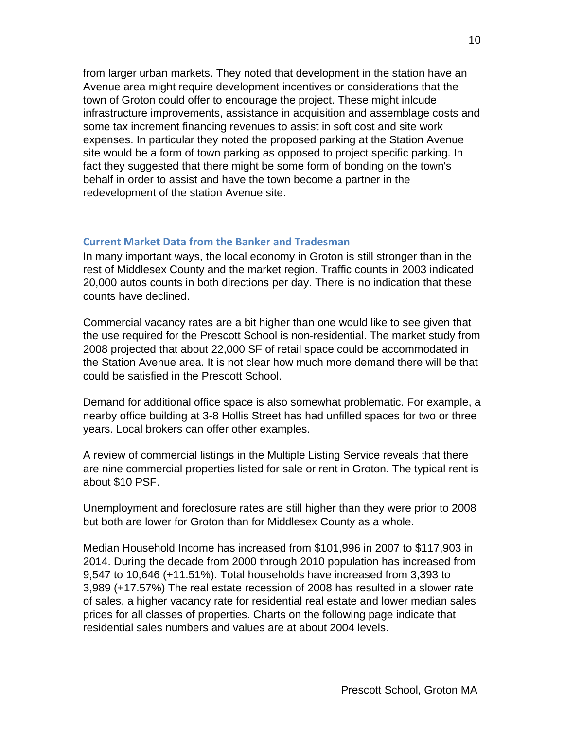from larger urban markets. They noted that development in the station have an Avenue area might require development incentives or considerations that the town of Groton could offer to encourage the project. These might inlcude infrastructure improvements, assistance in acquisition and assemblage costs and some tax increment financing revenues to assist in soft cost and site work expenses. In particular they noted the proposed parking at the Station Avenue site would be a form of town parking as opposed to project specific parking. In fact they suggested that there might be some form of bonding on the town's behalf in order to assist and have the town become a partner in the redevelopment of the station Avenue site.

### Current Market Data from the Banker and Tradesman

In many important ways, the local economy in Groton is still stronger than in the rest of Middlesex County and the market region. Traffic counts in 2003 indicated 20,000 autos counts in both directions per day. There is no indication that these counts have declined.

Commercial vacancy rates are a bit higher than one would like to see given that the use required for the Prescott School is non-residential. The market study from 2008 projected that about 22,000 SF of retail space could be accommodated in the Station Avenue area. It is not clear how much more demand there will be that could be satisfied in the Prescott School.

Demand for additional office space is also somewhat problematic. For example, a nearby office building at 3-8 Hollis Street has had unfilled spaces for two or three years. Local brokers can offer other examples.

A review of commercial listings in the Multiple Listing Service reveals that there are nine commercial properties listed for sale or rent in Groton. The typical rent is about $10 PSF.

Unemployment and foreclosure rates are still higher than they were prior to 2008 but both are lower for Groton than for Middlesex County as a whole.

Median Household Income has increased from $101,996 in 2007 to $117,903 in 2014. During the decade from 2000 through 2010 population has increased from 9,547 to 10,646 (+11.51%). Total households have increased from 3,393 to 3,989 (+17.57%) The real estate recession of 2008 has resulted in a slower rate of sales, a higher vacancy rate for residential real estate and lower median sales prices for all classes of properties. Charts on the following page indicate that residential sales numbers and values are at about 2004 levels.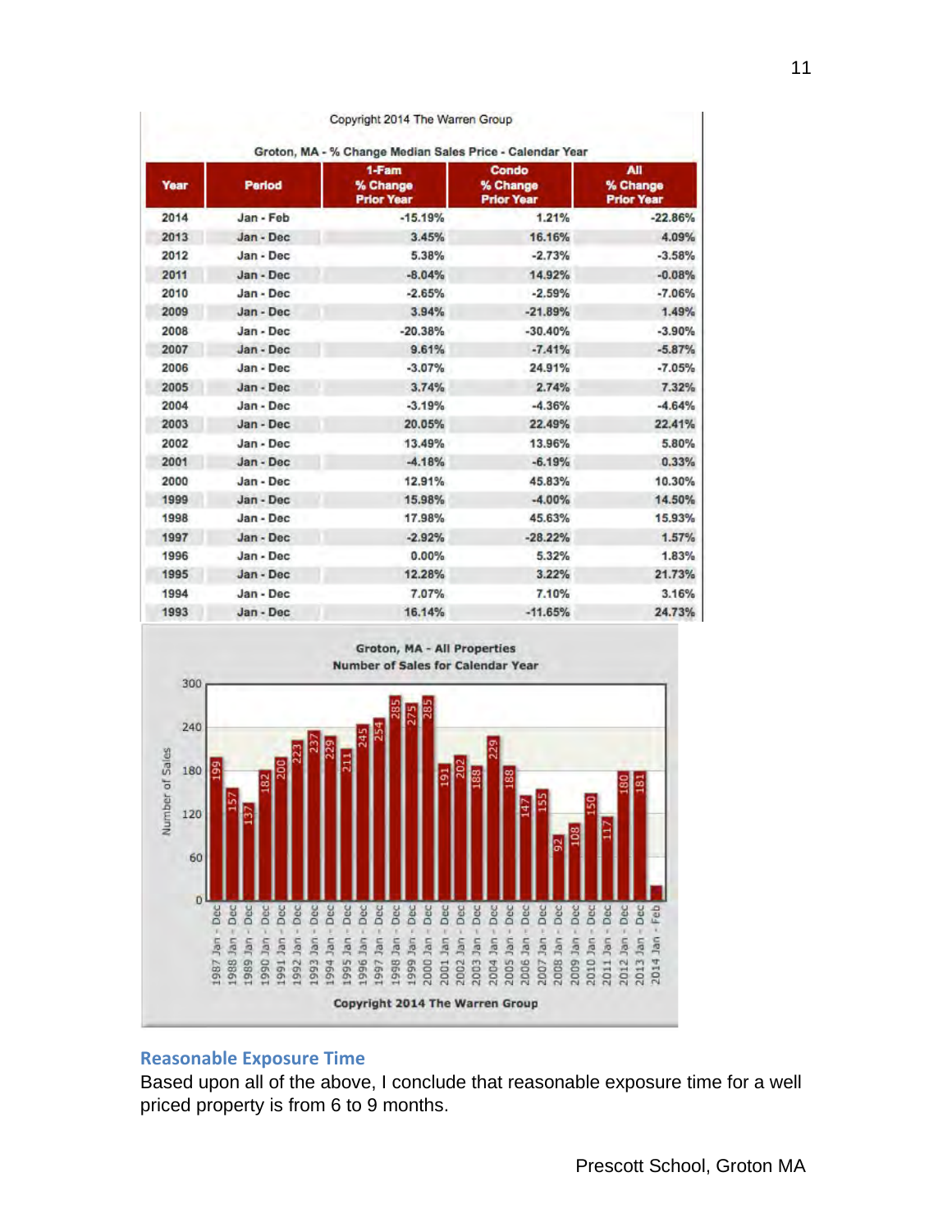Copyright 2014 The Warren Group

Groton, MA - % Change Median Sales Price - Calendar Year

| Year | Period | 1-Fam % Change Prior Year | Condo % Change Prior Year | All % Change Prior Year |
|---|---|---|---|---|
| 2014 | Jan - Feb | -15.19% | 1.21% | -22.86% |
| 2013 | Jan - Dec | 3.45% | 16.16% | 4.09% |
| 2012 | Jan - Dec | 5.38% | -2.73% | -3.58% |
| 2011 | Jan - Dec | -8.04% | 14.92% | -0.08% |
| 2010 | Jan - Dec | -2.65% | -2.59% | -7.06% |
| 2009 | Jan - Dec | 3.94% | -21.89% | 1.49% |
| 2008 | Jan - Dec | -20.38% | -30.40% | -3.90% |
| 2007 | Jan - Dec | 9.61% | -7.41% | -5.87% |
| 2006 | Jan - Dec | -3.07% | 24.91% | -7.05% |
| 2005 | Jan - Dec | 3.74% | 2.74% | 7.32% |
| 2004 | Jan - Dec | -3.19% | -4.36% | -4.64% |
| 2003 | Jan - Dec | 20.05% | 22.49% | 22.41% |
| 2002 | Jan - Dec | 13.49% | 13.96% | 5.80% |
| 2001 | Jan - Dec | -4.18% | -6.19% | 0.33% |
| 2000 | Jan - Dec | 12.91% | 45.83% | 10.30% |
| 1999 | Jan - Dec | 15.98% | -4.00% | 14.50% |
| 1998 | Jan - Dec | 17.98% | 45.63% | 15.93% |
| 1997 | Jan - Dec | -2.92% | -28.22% | 1.57% |
| 1996 | Jan - Dec | 0.00% | 5.32% | 1.83% |
| 1995 | Jan - Dec | 12.28% | 3.22% | 21.73% |
| 1994 | Jan - Dec | 7.07% | 7.10% | 3.16% |
| 1993 | Jan - Dec | 16.14% | -11.65% | 24.73% |

Groton, MA - All Properties
Number of Sales for Calendar Year

| Period | Number of Sales |
|---|---|
| 1987 Jan - Dec | 199 |
| 1988 Jan - Dec | 157 |
| 1989 Jan - Dec | 137 |
| 1990 Jan - Dec | 182 |
| 1991 Jan - Dec | 200 |
| 1992 Jan - Dec | 223 |
| 1993 Jan - Dec | 237 |
| 1994 Jan - Dec | 229 |
| 1995 Jan - Dec | 211 |
| 1996 Jan - Dec | 245 |
| 1997 Jan - Dec | 254 |
| 1998 Jan - Dec | 285 |
| 1999 Jan - Dec | 275 |
| 2000 Jan - Dec | 285 |
| 2001 Jan - Dec | 191 |
| 2002 Jan - Dec | 202 |
| 2003 Jan - Dec | 188 |
| 2004 Jan - Dec | 229 |
| 2005 Jan - Dec | 188 |
| 2006 Jan - Dec | 147 |
| 2007 Jan - Dec | 155 |
| 2008 Jan - Dec | 92 |
| 2009 Jan - Dec | 108 |
| 2010 Jan - Dec | 150 |
| 2011 Jan - Dec | 117 |
| 2012 Jan - Dec | 180 |
| 2013 Jan - Dec | 181 |
| 2014 Jan - Feb | |

Copyright 2014 The Warren Group

## Reasonable Exposure Time

Based upon all of the above, I conclude that reasonable exposure time for a well priced property is from 6 to 9 months.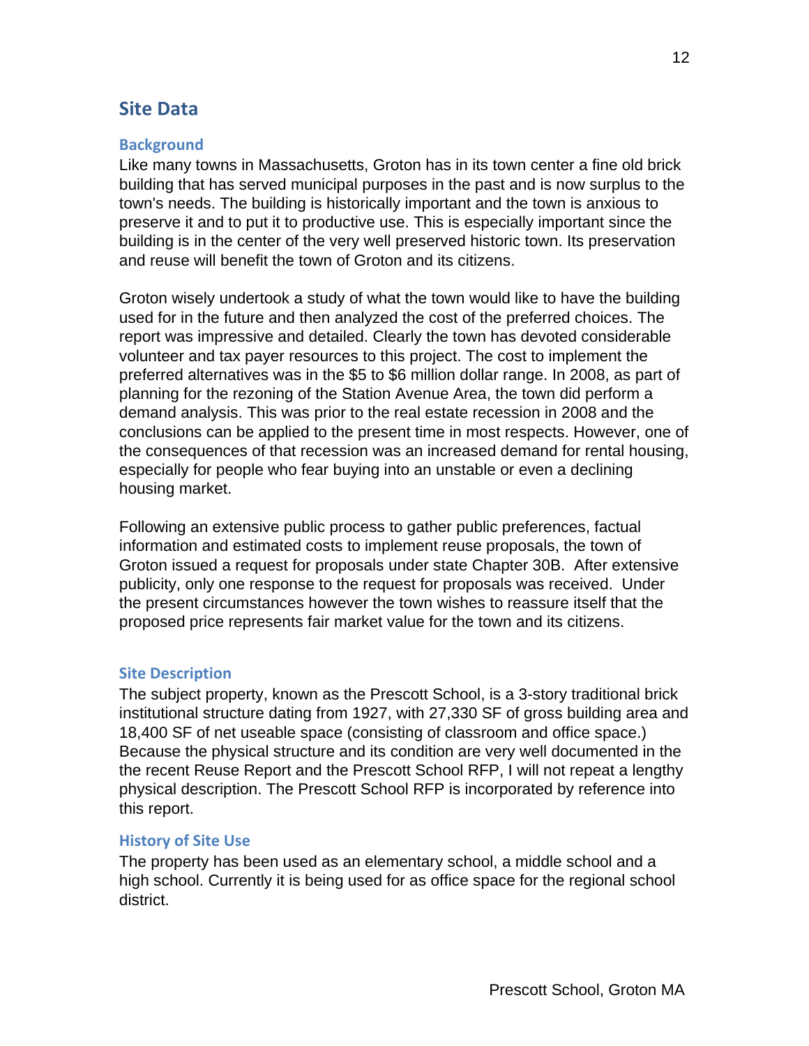## Site Data

### Background

Like many towns in Massachusetts, Groton has in its town center a fine old brick building that has served municipal purposes in the past and is now surplus to the town's needs. The building is historically important and the town is anxious to preserve it and to put it to productive use. This is especially important since the building is in the center of the very well preserved historic town. Its preservation and reuse will benefit the town of Groton and its citizens.

Groton wisely undertook a study of what the town would like to have the building used for in the future and then analyzed the cost of the preferred choices. The report was impressive and detailed. Clearly the town has devoted considerable volunteer and tax payer resources to this project. The cost to implement the preferred alternatives was in the $5 to $6 million dollar range. In 2008, as part of planning for the rezoning of the Station Avenue Area, the town did perform a demand analysis. This was prior to the real estate recession in 2008 and the conclusions can be applied to the present time in most respects. However, one of the consequences of that recession was an increased demand for rental housing, especially for people who fear buying into an unstable or even a declining housing market.

Following an extensive public process to gather public preferences, factual information and estimated costs to implement reuse proposals, the town of Groton issued a request for proposals under state Chapter 30B. After extensive publicity, only one response to the request for proposals was received. Under the present circumstances however the town wishes to reassure itself that the proposed price represents fair market value for the town and its citizens.

### Site Description

The subject property, known as the Prescott School, is a 3-story traditional brick institutional structure dating from 1927, with 27,330 SF of gross building area and 18,400 SF of net useable space (consisting of classroom and office space.) Because the physical structure and its condition are very well documented in the the recent Reuse Report and the Prescott School RFP, I will not repeat a lengthy physical description. The Prescott School RFP is incorporated by reference into this report.

### History of Site Use

The property has been used as an elementary school, a middle school and a high school. Currently it is being used for as office space for the regional school district.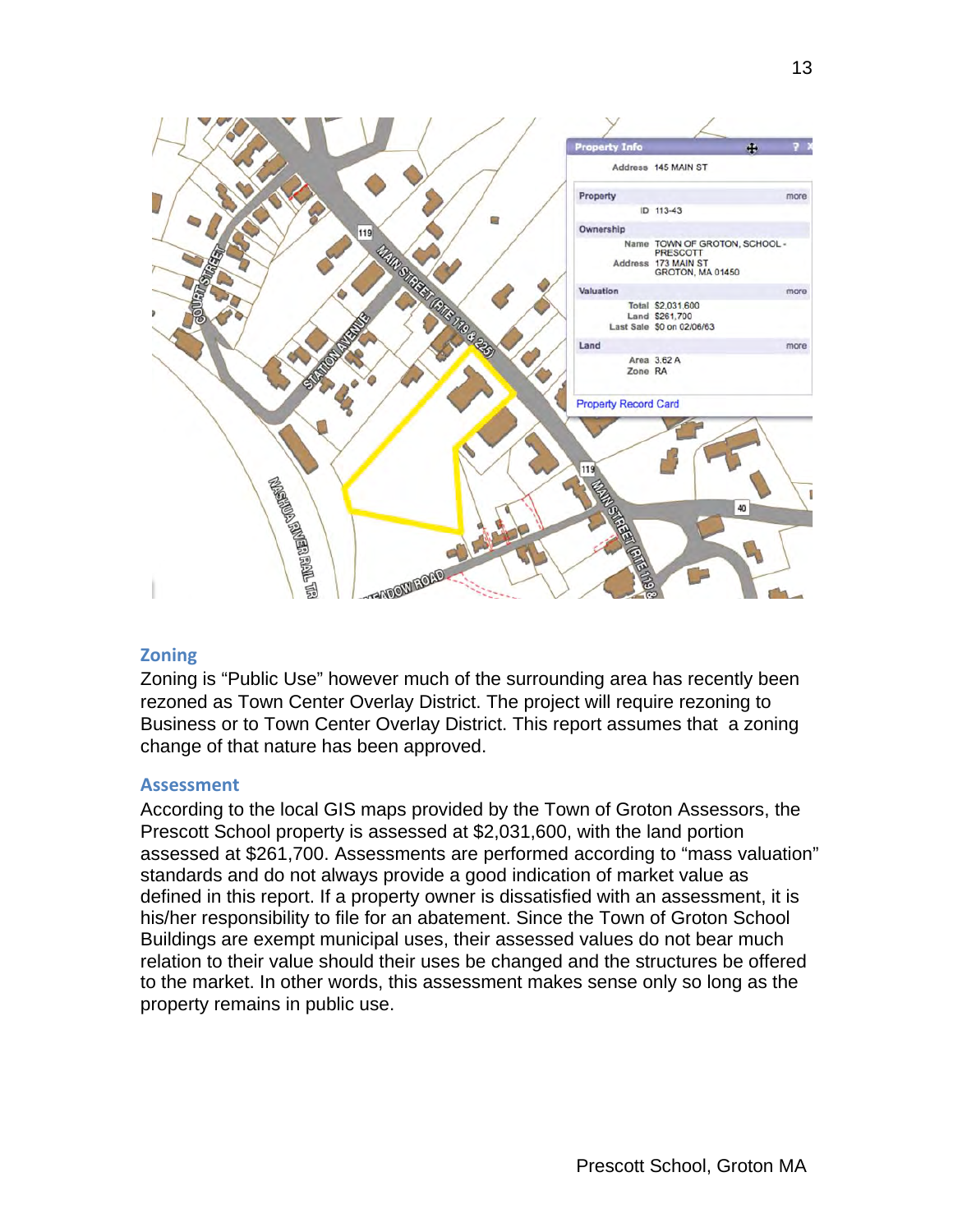## Zoning

Zoning is "Public Use" however much of the surrounding area has recently been rezoned as Town Center Overlay District. The project will require rezoning to Business or to Town Center Overlay District. This report assumes that a zoning change of that nature has been approved.

## Assessment

According to the local GIS maps provided by the Town of Groton Assessors, the Prescott School property is assessed at $2,031,600, with the land portion assessed at $261,700. Assessments are performed according to "mass valuation" standards and do not always provide a good indication of market value as defined in this report. If a property owner is dissatisfied with an assessment, it is his/her responsibility to file for an abatement. Since the Town of Groton School Buildings are exempt municipal uses, their assessed values do not bear much relation to their value should their uses be changed and the structures be offered to the market. In other words, this assessment makes sense only so long as the property remains in public use.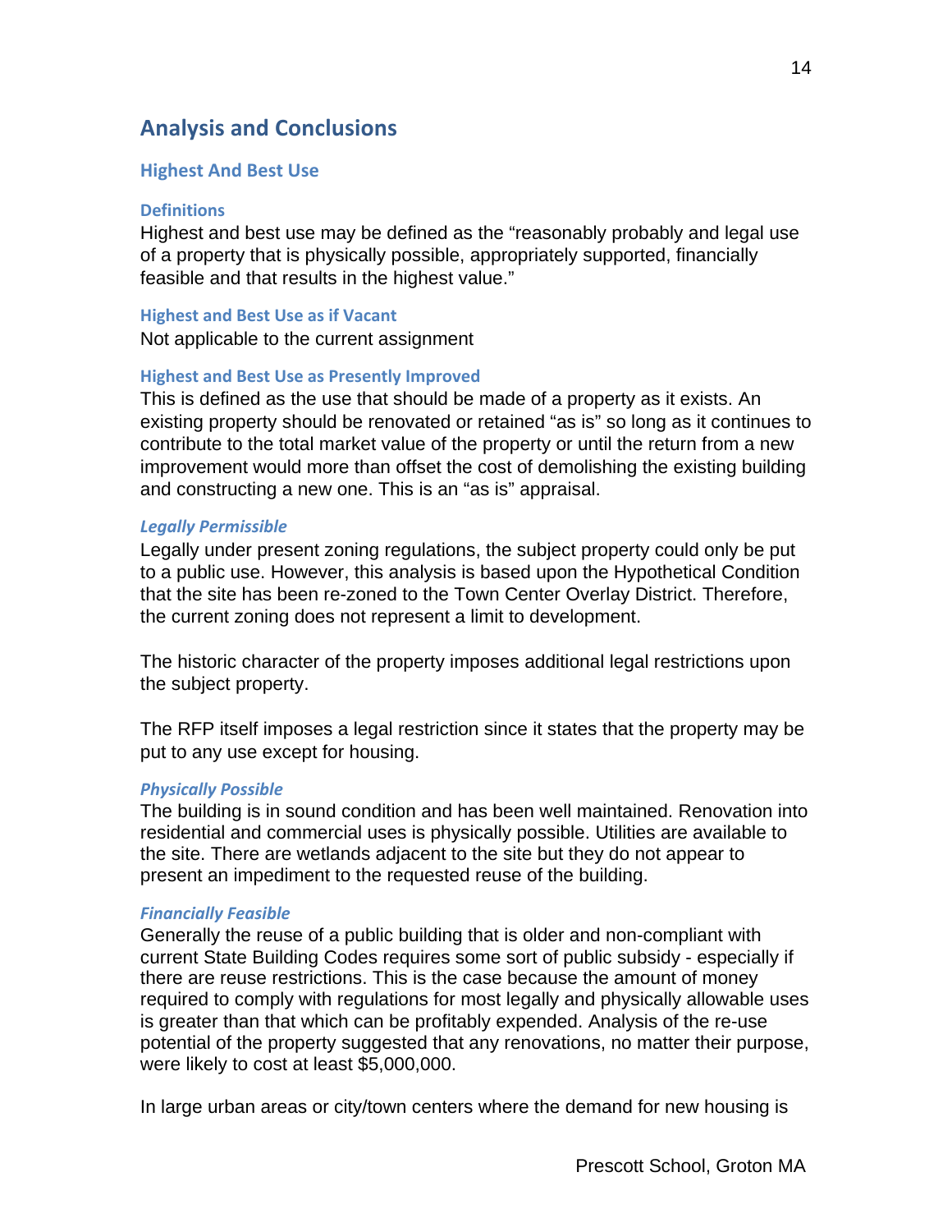## Analysis and Conclusions

### Highest And Best Use

#### Definitions

Highest and best use may be defined as the "reasonably probably and legal use of a property that is physically possible, appropriately supported, financially feasible and that results in the highest value."

#### Highest and Best Use as if Vacant

Not applicable to the current assignment

#### Highest and Best Use as Presently Improved

This is defined as the use that should be made of a property as it exists. An existing property should be renovated or retained "as is" so long as it continues to contribute to the total market value of the property or until the return from a new improvement would more than offset the cost of demolishing the existing building and constructing a new one. This is an "as is" appraisal.

##### *Legally Permissible*

Legally under present zoning regulations, the subject property could only be put to a public use. However, this analysis is based upon the Hypothetical Condition that the site has been re-zoned to the Town Center Overlay District. Therefore, the current zoning does not represent a limit to development.

The historic character of the property imposes additional legal restrictions upon the subject property.

The RFP itself imposes a legal restriction since it states that the property may be put to any use except for housing.

##### *Physically Possible*

The building is in sound condition and has been well maintained. Renovation into residential and commercial uses is physically possible. Utilities are available to the site. There are wetlands adjacent to the site but they do not appear to present an impediment to the requested reuse of the building.

##### *Financially Feasible*

Generally the reuse of a public building that is older and non-compliant with current State Building Codes requires some sort of public subsidy - especially if there are reuse restrictions. This is the case because the amount of money required to comply with regulations for most legally and physically allowable uses is greater than that which can be profitably expended. Analysis of the re-use potential of the property suggested that any renovations, no matter their purpose, were likely to cost at least $5,000,000.

In large urban areas or city/town centers where the demand for new housing is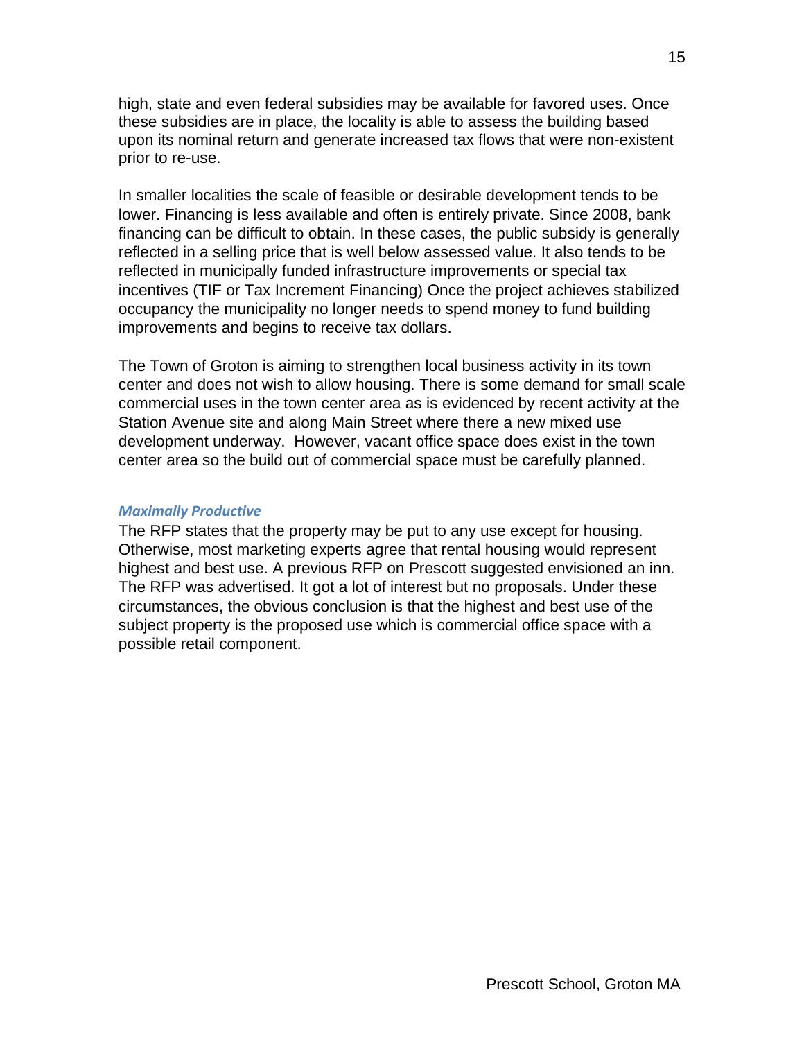high, state and even federal subsidies may be available for favored uses. Once these subsidies are in place, the locality is able to assess the building based upon its nominal return and generate increased tax flows that were non-existent prior to re-use.

In smaller localities the scale of feasible or desirable development tends to be lower. Financing is less available and often is entirely private. Since 2008, bank financing can be difficult to obtain. In these cases, the public subsidy is generally reflected in a selling price that is well below assessed value. It also tends to be reflected in municipally funded infrastructure improvements or special tax incentives (TIF or Tax Increment Financing) Once the project achieves stabilized occupancy the municipality no longer needs to spend money to fund building improvements and begins to receive tax dollars.

The Town of Groton is aiming to strengthen local business activity in its town center and does not wish to allow housing. There is some demand for small scale commercial uses in the town center area as is evidenced by recent activity at the Station Avenue site and along Main Street where there a new mixed use development underway. However, vacant office space does exist in the town center area so the build out of commercial space must be carefully planned.

***Maximally Productive***

The RFP states that the property may be put to any use except for housing. Otherwise, most marketing experts agree that rental housing would represent highest and best use. A previous RFP on Prescott suggested envisioned an inn. The RFP was advertised. It got a lot of interest but no proposals. Under these circumstances, the obvious conclusion is that the highest and best use of the subject property is the proposed use which is commercial office space with a possible retail component.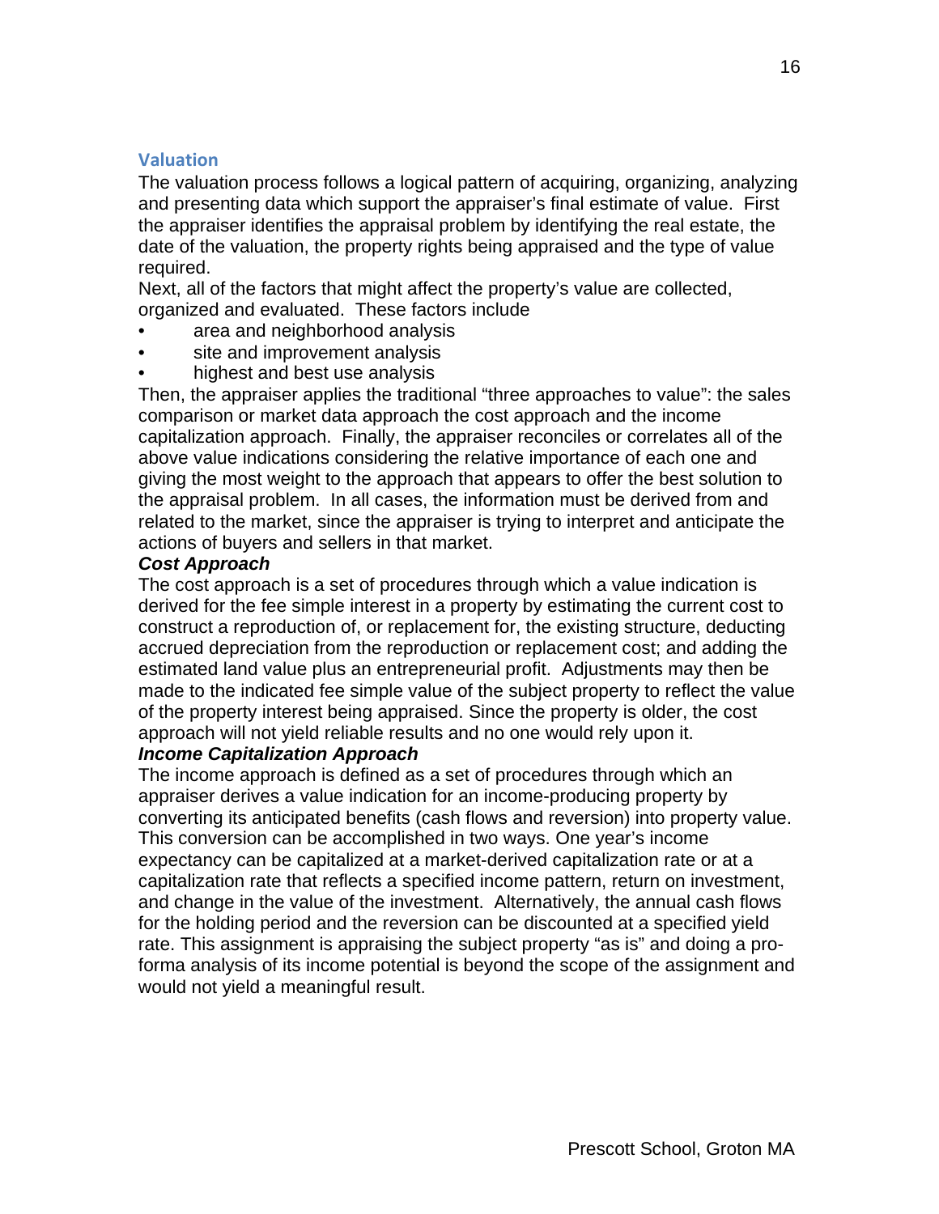## Valuation

The valuation process follows a logical pattern of acquiring, organizing, analyzing and presenting data which support the appraiser's final estimate of value. First the appraiser identifies the appraisal problem by identifying the real estate, the date of the valuation, the property rights being appraised and the type of value required.

Next, all of the factors that might affect the property's value are collected, organized and evaluated. These factors include

- area and neighborhood analysis
- site and improvement analysis
- highest and best use analysis

Then, the appraiser applies the traditional "three approaches to value": the sales comparison or market data approach the cost approach and the income capitalization approach. Finally, the appraiser reconciles or correlates all of the above value indications considering the relative importance of each one and giving the most weight to the approach that appears to offer the best solution to the appraisal problem. In all cases, the information must be derived from and related to the market, since the appraiser is trying to interpret and anticipate the actions of buyers and sellers in that market.

***Cost Approach***

The cost approach is a set of procedures through which a value indication is derived for the fee simple interest in a property by estimating the current cost to construct a reproduction of, or replacement for, the existing structure, deducting accrued depreciation from the reproduction or replacement cost; and adding the estimated land value plus an entrepreneurial profit. Adjustments may then be made to the indicated fee simple value of the subject property to reflect the value of the property interest being appraised. Since the property is older, the cost approach will not yield reliable results and no one would rely upon it.

***Income Capitalization Approach***

The income approach is defined as a set of procedures through which an appraiser derives a value indication for an income-producing property by converting its anticipated benefits (cash flows and reversion) into property value. This conversion can be accomplished in two ways. One year's income expectancy can be capitalized at a market-derived capitalization rate or at a capitalization rate that reflects a specified income pattern, return on investment, and change in the value of the investment. Alternatively, the annual cash flows for the holding period and the reversion can be discounted at a specified yield rate. This assignment is appraising the subject property "as is" and doing a pro-forma analysis of its income potential is beyond the scope of the assignment and would not yield a meaningful result.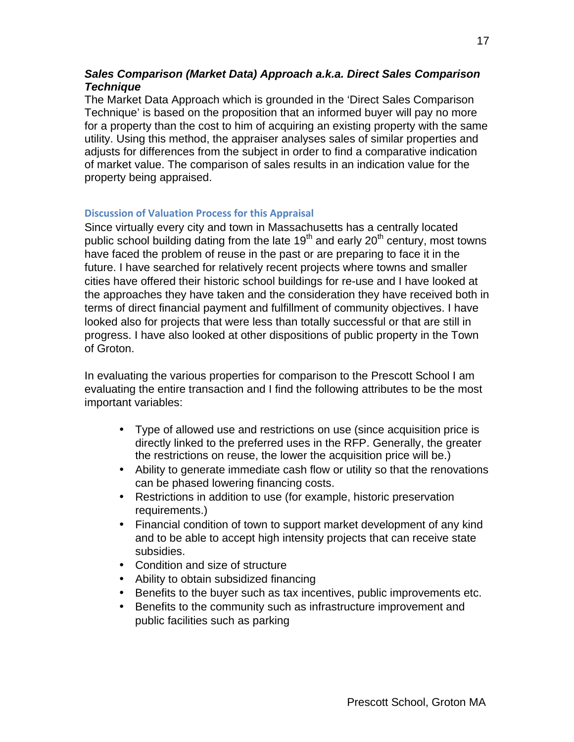### ***Sales Comparison (Market Data) Approach a.k.a. Direct Sales Comparison Technique***

The Market Data Approach which is grounded in the 'Direct Sales Comparison Technique' is based on the proposition that an informed buyer will pay no more for a property than the cost to him of acquiring an existing property with the same utility. Using this method, the appraiser analyses sales of similar properties and adjusts for differences from the subject in order to find a comparative indication of market value. The comparison of sales results in an indication value for the property being appraised.

#### Discussion of Valuation Process for this Appraisal

Since virtually every city and town in Massachusetts has a centrally located public school building dating from the late 19th and early 20th century, most towns have faced the problem of reuse in the past or are preparing to face it in the future. I have searched for relatively recent projects where towns and smaller cities have offered their historic school buildings for re-use and I have looked at the approaches they have taken and the consideration they have received both in terms of direct financial payment and fulfillment of community objectives. I have looked also for projects that were less than totally successful or that are still in progress. I have also looked at other dispositions of public property in the Town of Groton.

In evaluating the various properties for comparison to the Prescott School I am evaluating the entire transaction and I find the following attributes to be the most important variables:

- Type of allowed use and restrictions on use (since acquisition price is directly linked to the preferred uses in the RFP. Generally, the greater the restrictions on reuse, the lower the acquisition price will be.)
- Ability to generate immediate cash flow or utility so that the renovations can be phased lowering financing costs.
- Restrictions in addition to use (for example, historic preservation requirements.)
- Financial condition of town to support market development of any kind and to be able to accept high intensity projects that can receive state subsidies.
- Condition and size of structure
- Ability to obtain subsidized financing
- Benefits to the buyer such as tax incentives, public improvements etc.
- Benefits to the community such as infrastructure improvement and public facilities such as parking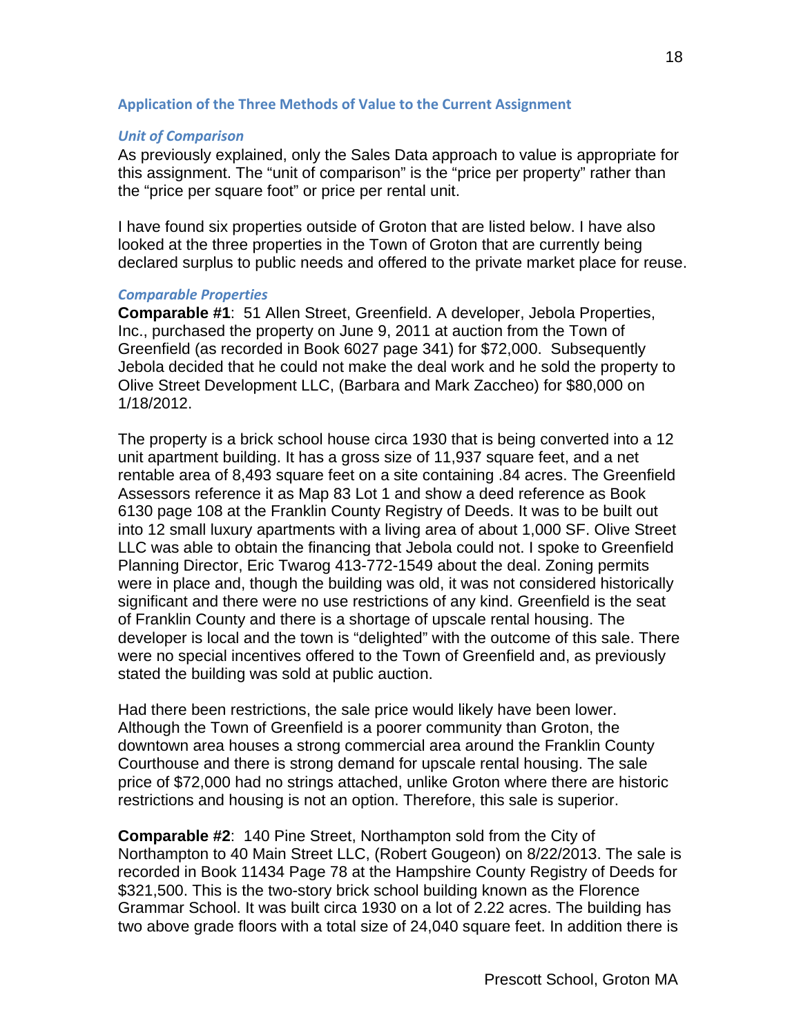## Application of the Three Methods of Value to the Current Assignment

### *Unit of Comparison*

As previously explained, only the Sales Data approach to value is appropriate for this assignment. The "unit of comparison" is the "price per property" rather than the "price per square foot" or price per rental unit.

I have found six properties outside of Groton that are listed below. I have also looked at the three properties in the Town of Groton that are currently being declared surplus to public needs and offered to the private market place for reuse.

### *Comparable Properties*

**Comparable #1**: 51 Allen Street, Greenfield. A developer, Jebola Properties, Inc., purchased the property on June 9, 2011 at auction from the Town of Greenfield (as recorded in Book 6027 page 341) for $72,000. Subsequently Jebola decided that he could not make the deal work and he sold the property to Olive Street Development LLC, (Barbara and Mark Zaccheo) for $80,000 on 1/18/2012.

The property is a brick school house circa 1930 that is being converted into a 12 unit apartment building. It has a gross size of 11,937 square feet, and a net rentable area of 8,493 square feet on a site containing .84 acres. The Greenfield Assessors reference it as Map 83 Lot 1 and show a deed reference as Book 6130 page 108 at the Franklin County Registry of Deeds. It was to be built out into 12 small luxury apartments with a living area of about 1,000 SF. Olive Street LLC was able to obtain the financing that Jebola could not. I spoke to Greenfield Planning Director, Eric Twarog 413-772-1549 about the deal. Zoning permits were in place and, though the building was old, it was not considered historically significant and there were no use restrictions of any kind. Greenfield is the seat of Franklin County and there is a shortage of upscale rental housing. The developer is local and the town is "delighted" with the outcome of this sale. There were no special incentives offered to the Town of Greenfield and, as previously stated the building was sold at public auction.

Had there been restrictions, the sale price would likely have been lower. Although the Town of Greenfield is a poorer community than Groton, the downtown area houses a strong commercial area around the Franklin County Courthouse and there is strong demand for upscale rental housing. The sale price of $72,000 had no strings attached, unlike Groton where there are historic restrictions and housing is not an option. Therefore, this sale is superior.

**Comparable #2**: 140 Pine Street, Northampton sold from the City of Northampton to 40 Main Street LLC, (Robert Gougeon) on 8/22/2013. The sale is recorded in Book 11434 Page 78 at the Hampshire County Registry of Deeds for $321,500. This is the two-story brick school building known as the Florence Grammar School. It was built circa 1930 on a lot of 2.22 acres. The building has two above grade floors with a total size of 24,040 square feet. In addition there is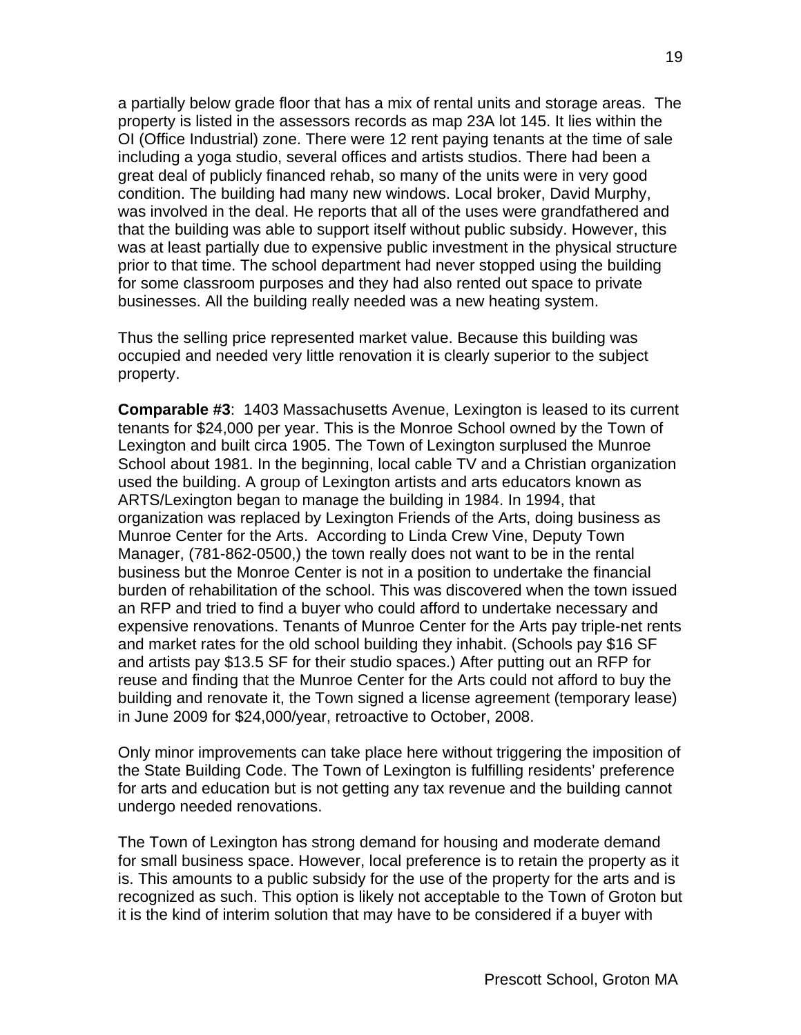a partially below grade floor that has a mix of rental units and storage areas. The property is listed in the assessors records as map 23A lot 145. It lies within the OI (Office Industrial) zone. There were 12 rent paying tenants at the time of sale including a yoga studio, several offices and artists studios. There had been a great deal of publicly financed rehab, so many of the units were in very good condition. The building had many new windows. Local broker, David Murphy, was involved in the deal. He reports that all of the uses were grandfathered and that the building was able to support itself without public subsidy. However, this was at least partially due to expensive public investment in the physical structure prior to that time. The school department had never stopped using the building for some classroom purposes and they had also rented out space to private businesses. All the building really needed was a new heating system.

Thus the selling price represented market value. Because this building was occupied and needed very little renovation it is clearly superior to the subject property.

**Comparable #3**: 1403 Massachusetts Avenue, Lexington is leased to its current tenants for $24,000 per year. This is the Monroe School owned by the Town of Lexington and built circa 1905. The Town of Lexington surplused the Munroe School about 1981. In the beginning, local cable TV and a Christian organization used the building. A group of Lexington artists and arts educators known as ARTS/Lexington began to manage the building in 1984. In 1994, that organization was replaced by Lexington Friends of the Arts, doing business as Munroe Center for the Arts. According to Linda Crew Vine, Deputy Town Manager, (781-862-0500,) the town really does not want to be in the rental business but the Monroe Center is not in a position to undertake the financial burden of rehabilitation of the school. This was discovered when the town issued an RFP and tried to find a buyer who could afford to undertake necessary and expensive renovations. Tenants of Munroe Center for the Arts pay triple-net rents and market rates for the old school building they inhabit. (Schools pay $16 SF and artists pay $13.5 SF for their studio spaces.) After putting out an RFP for reuse and finding that the Munroe Center for the Arts could not afford to buy the building and renovate it, the Town signed a license agreement (temporary lease) in June 2009 for $24,000/year, retroactive to October, 2008.

Only minor improvements can take place here without triggering the imposition of the State Building Code. The Town of Lexington is fulfilling residents' preference for arts and education but is not getting any tax revenue and the building cannot undergo needed renovations.

The Town of Lexington has strong demand for housing and moderate demand for small business space. However, local preference is to retain the property as it is. This amounts to a public subsidy for the use of the property for the arts and is recognized as such. This option is likely not acceptable to the Town of Groton but it is the kind of interim solution that may have to be considered if a buyer with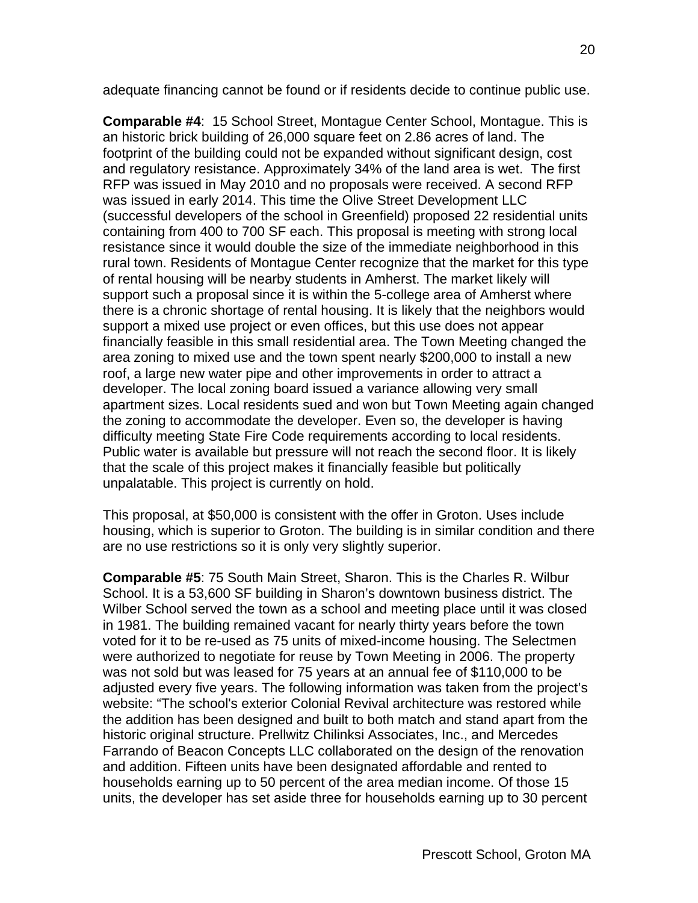adequate financing cannot be found or if residents decide to continue public use.

**Comparable #4**: 15 School Street, Montague Center School, Montague. This is an historic brick building of 26,000 square feet on 2.86 acres of land. The footprint of the building could not be expanded without significant design, cost and regulatory resistance. Approximately 34% of the land area is wet. The first RFP was issued in May 2010 and no proposals were received. A second RFP was issued in early 2014. This time the Olive Street Development LLC (successful developers of the school in Greenfield) proposed 22 residential units containing from 400 to 700 SF each. This proposal is meeting with strong local resistance since it would double the size of the immediate neighborhood in this rural town. Residents of Montague Center recognize that the market for this type of rental housing will be nearby students in Amherst. The market likely will support such a proposal since it is within the 5-college area of Amherst where there is a chronic shortage of rental housing. It is likely that the neighbors would support a mixed use project or even offices, but this use does not appear financially feasible in this small residential area. The Town Meeting changed the area zoning to mixed use and the town spent nearly $200,000 to install a new roof, a large new water pipe and other improvements in order to attract a developer. The local zoning board issued a variance allowing very small apartment sizes. Local residents sued and won but Town Meeting again changed the zoning to accommodate the developer. Even so, the developer is having difficulty meeting State Fire Code requirements according to local residents. Public water is available but pressure will not reach the second floor. It is likely that the scale of this project makes it financially feasible but politically unpalatable. This project is currently on hold.

This proposal, at $50,000 is consistent with the offer in Groton. Uses include housing, which is superior to Groton. The building is in similar condition and there are no use restrictions so it is only very slightly superior.

**Comparable #5**: 75 South Main Street, Sharon. This is the Charles R. Wilbur School. It is a 53,600 SF building in Sharon's downtown business district. The Wilber School served the town as a school and meeting place until it was closed in 1981. The building remained vacant for nearly thirty years before the town voted for it to be re-used as 75 units of mixed-income housing. The Selectmen were authorized to negotiate for reuse by Town Meeting in 2006. The property was not sold but was leased for 75 years at an annual fee of $110,000 to be adjusted every five years. The following information was taken from the project's website: "The school's exterior Colonial Revival architecture was restored while the addition has been designed and built to both match and stand apart from the historic original structure. Prellwitz Chilinksi Associates, Inc., and Mercedes Farrando of Beacon Concepts LLC collaborated on the design of the renovation and addition. Fifteen units have been designated affordable and rented to households earning up to 50 percent of the area median income. Of those 15 units, the developer has set aside three for households earning up to 30 percent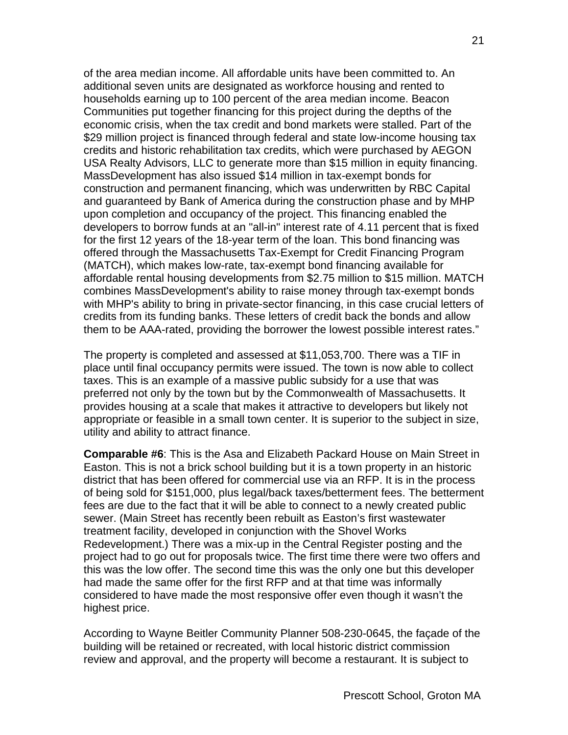of the area median income. All affordable units have been committed to. An additional seven units are designated as workforce housing and rented to households earning up to 100 percent of the area median income. Beacon Communities put together financing for this project during the depths of the economic crisis, when the tax credit and bond markets were stalled. Part of the $29 million project is financed through federal and state low-income housing tax credits and historic rehabilitation tax credits, which were purchased by AEGON USA Realty Advisors, LLC to generate more than $15 million in equity financing. MassDevelopment has also issued $14 million in tax-exempt bonds for construction and permanent financing, which was underwritten by RBC Capital and guaranteed by Bank of America during the construction phase and by MHP upon completion and occupancy of the project. This financing enabled the developers to borrow funds at an "all-in" interest rate of 4.11 percent that is fixed for the first 12 years of the 18-year term of the loan. This bond financing was offered through the Massachusetts Tax-Exempt for Credit Financing Program (MATCH), which makes low-rate, tax-exempt bond financing available for affordable rental housing developments from $2.75 million to $15 million. MATCH combines MassDevelopment's ability to raise money through tax-exempt bonds with MHP's ability to bring in private-sector financing, in this case crucial letters of credits from its funding banks. These letters of credit back the bonds and allow them to be AAA-rated, providing the borrower the lowest possible interest rates."

The property is completed and assessed at $11,053,700. There was a TIF in place until final occupancy permits were issued. The town is now able to collect taxes. This is an example of a massive public subsidy for a use that was preferred not only by the town but by the Commonwealth of Massachusetts. It provides housing at a scale that makes it attractive to developers but likely not appropriate or feasible in a small town center. It is superior to the subject in size, utility and ability to attract finance.

**Comparable #6**: This is the Asa and Elizabeth Packard House on Main Street in Easton. This is not a brick school building but it is a town property in an historic district that has been offered for commercial use via an RFP. It is in the process of being sold for $151,000, plus legal/back taxes/betterment fees. The betterment fees are due to the fact that it will be able to connect to a newly created public sewer. (Main Street has recently been rebuilt as Easton's first wastewater treatment facility, developed in conjunction with the Shovel Works Redevelopment.) There was a mix-up in the Central Register posting and the project had to go out for proposals twice. The first time there were two offers and this was the low offer. The second time this was the only one but this developer had made the same offer for the first RFP and at that time was informally considered to have made the most responsive offer even though it wasn't the highest price.

According to Wayne Beitler Community Planner 508-230-0645, the façade of the building will be retained or recreated, with local historic district commission review and approval, and the property will become a restaurant. It is subject to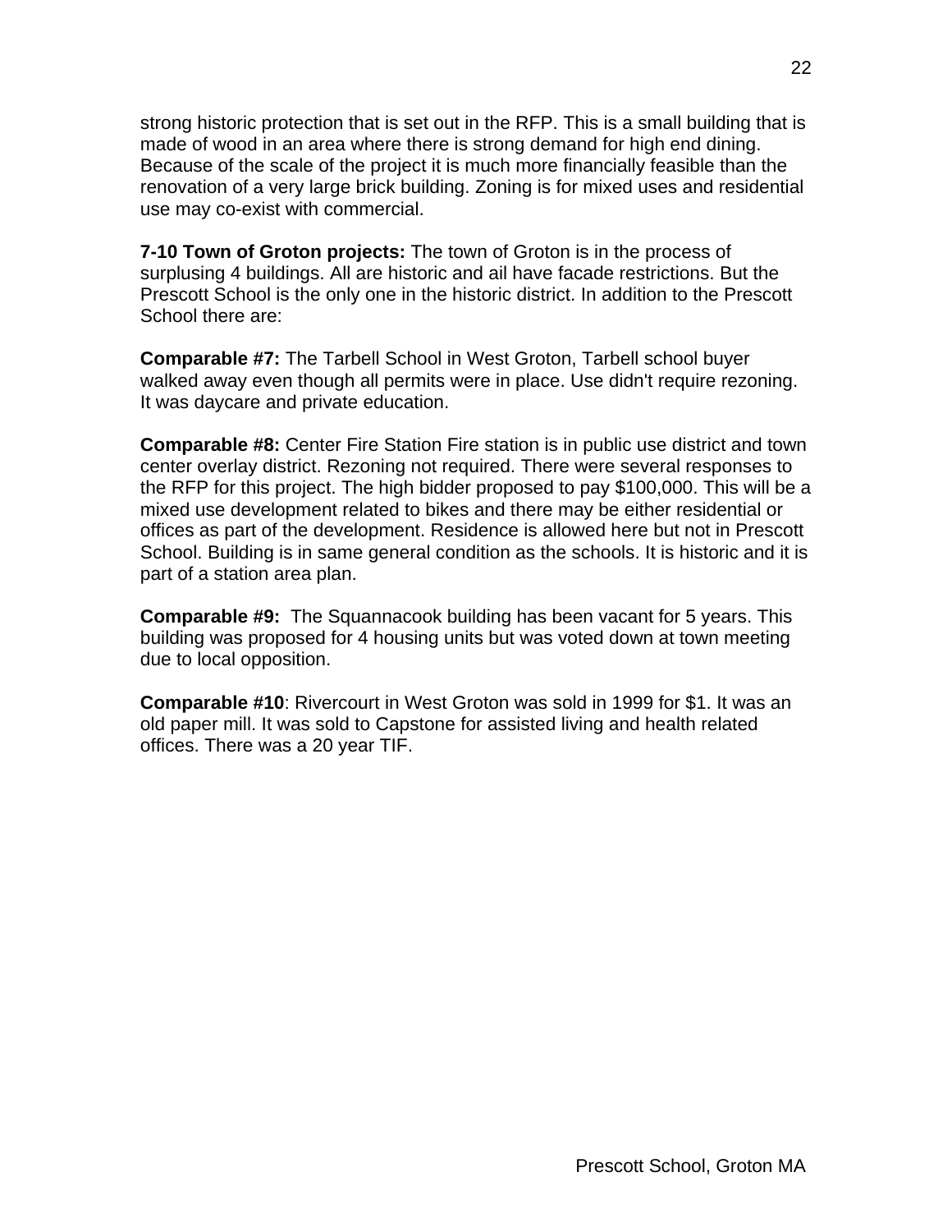strong historic protection that is set out in the RFP. This is a small building that is made of wood in an area where there is strong demand for high end dining. Because of the scale of the project it is much more financially feasible than the renovation of a very large brick building. Zoning is for mixed uses and residential use may co-exist with commercial.

**7-10 Town of Groton projects:** The town of Groton is in the process of surplusing 4 buildings. All are historic and ail have facade restrictions. But the Prescott School is the only one in the historic district. In addition to the Prescott School there are:

**Comparable #7:** The Tarbell School in West Groton, Tarbell school buyer walked away even though all permits were in place. Use didn't require rezoning. It was daycare and private education.

**Comparable #8:** Center Fire Station Fire station is in public use district and town center overlay district. Rezoning not required. There were several responses to the RFP for this project. The high bidder proposed to pay $100,000. This will be a mixed use development related to bikes and there may be either residential or offices as part of the development. Residence is allowed here but not in Prescott School. Building is in same general condition as the schools. It is historic and it is part of a station area plan.

**Comparable #9:** The Squannacook building has been vacant for 5 years. This building was proposed for 4 housing units but was voted down at town meeting due to local opposition.

**Comparable #10**: Rivercourt in West Groton was sold in 1999 for $1. It was an old paper mill. It was sold to Capstone for assisted living and health related offices. There was a 20 year TIF.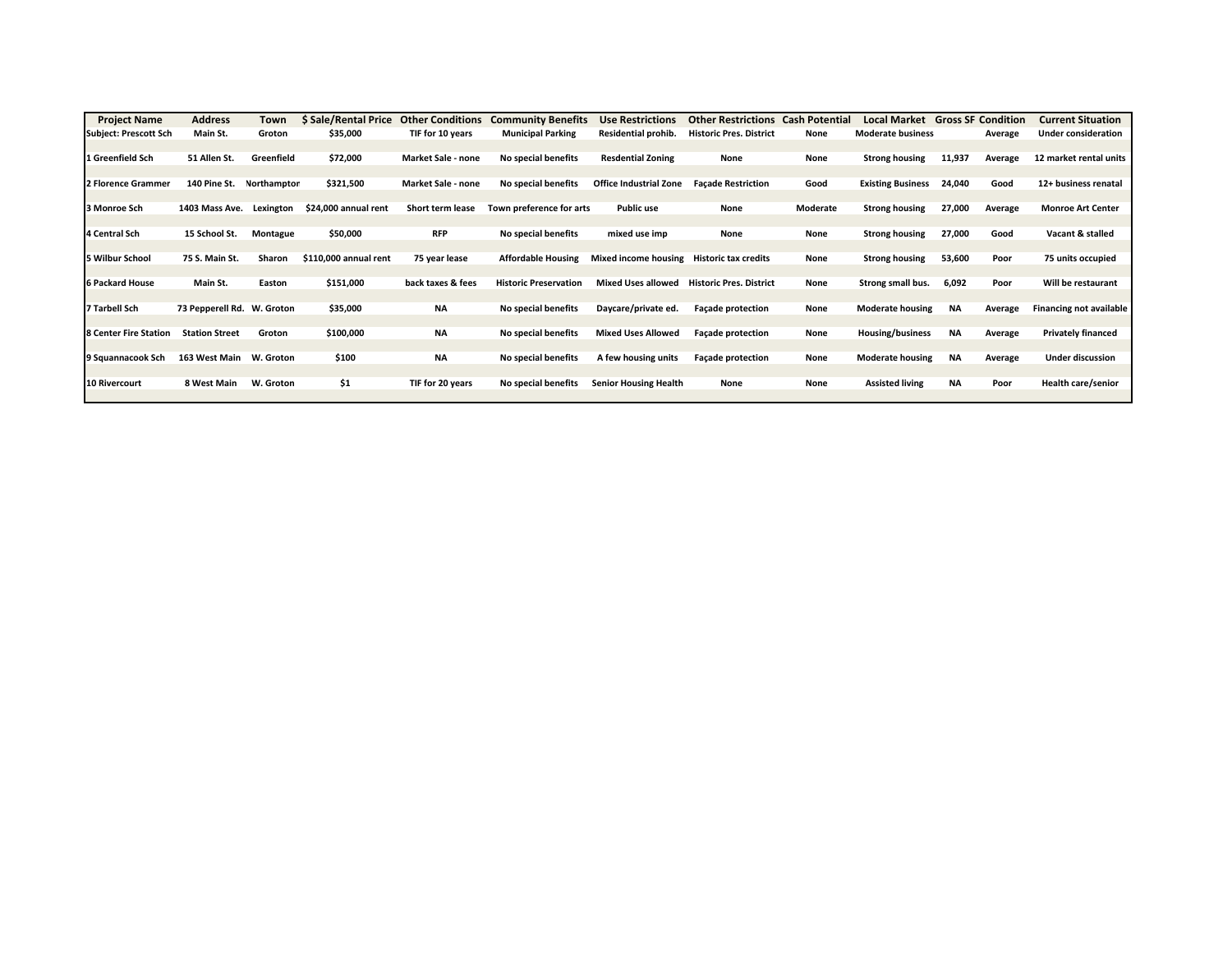| Project Name | Address | Town | $ Sale/Rental Price | Other Conditions | Community Benefits | Use Restrictions | Other Restrictions | Cash Potential | Local Market | Gross SF | Condition | Current Situation |
|---|---|---|---|---|---|---|---|---|---|---|---|---|
| Subject: Prescott Sch | Main St. | Groton | $35,000 | TIF for 10 years | Municipal Parking | Residential prohib. | Historic Pres. District | None | Moderate business | | Average | Under consideration |
| 1 Greenfield Sch | 51 Allen St. | Greenfield | $72,000 | Market Sale - none | No special benefits | Resdential Zoning | None | None | Strong housing | 11,937 | Average | 12 market rental units |
| 2 Florence Grammer | 140 Pine St. | Northamptor | $321,500 | Market Sale - none | No special benefits | Office Industrial Zone | Façade Restriction | Good | Existing Business | 24,040 | Good | 12+ business renatal |
| 3 Monroe Sch | 1403 Mass Ave. | Lexington | $24,000 annual rent | Short term lease | Town preference for arts | Public use | None | Moderate | Strong housing | 27,000 | Average | Monroe Art Center |
| 4 Central Sch | 15 School St. | Montague | $50,000 | RFP | No special benefits | mixed use imp | None | None | Strong housing | 27,000 | Good | Vacant & stalled |
| 5 Wilbur School | 75 S. Main St. | Sharon | $110,000 annual rent | 75 year lease | Affordable Housing | Mixed income housing | Historic tax credits | None | Strong housing | 53,600 | Poor | 75 units occupied |
| 6 Packard House | Main St. | Easton | $151,000 | back taxes & fees | Historic Preservation | Mixed Uses allowed | Historic Pres. District | None | Strong small bus. | 6,092 | Poor | Will be restaurant |
| 7 Tarbell Sch | 73 Pepperell Rd. | W. Groton | $35,000 | NA | No special benefits | Daycare/private ed. | Façade protection | None | Moderate housing | NA | Average | Financing not available |
| 8 Center Fire Station | Station Street | Groton | $100,000 | NA | No special benefits | Mixed Uses Allowed | Façade protection | None | Housing/business | NA | Average | Privately financed |
| 9 Squannacook Sch | 163 West Main | W. Groton | $100 | NA | No special benefits | A few housing units | Façade protection | None | Moderate housing | NA | Average | Under discussion |
| 10 Rivercourt | 8 West Main | W. Groton | $1 | TIF for 20 years | No special benefits | Senior Housing Health | None | None | Assisted living | NA | Poor | Health care/senior |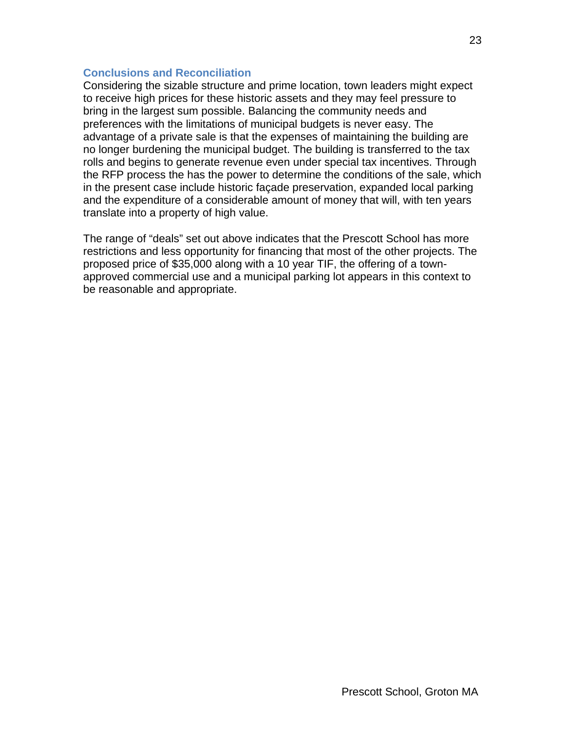## Conclusions and Reconciliation

Considering the sizable structure and prime location, town leaders might expect to receive high prices for these historic assets and they may feel pressure to bring in the largest sum possible. Balancing the community needs and preferences with the limitations of municipal budgets is never easy. The advantage of a private sale is that the expenses of maintaining the building are no longer burdening the municipal budget. The building is transferred to the tax rolls and begins to generate revenue even under special tax incentives. Through the RFP process the has the power to determine the conditions of the sale, which in the present case include historic façade preservation, expanded local parking and the expenditure of a considerable amount of money that will, with ten years translate into a property of high value.

The range of "deals" set out above indicates that the Prescott School has more restrictions and less opportunity for financing that most of the other projects. The proposed price of $35,000 along with a 10 year TIF, the offering of a town-approved commercial use and a municipal parking lot appears in this context to be reasonable and appropriate.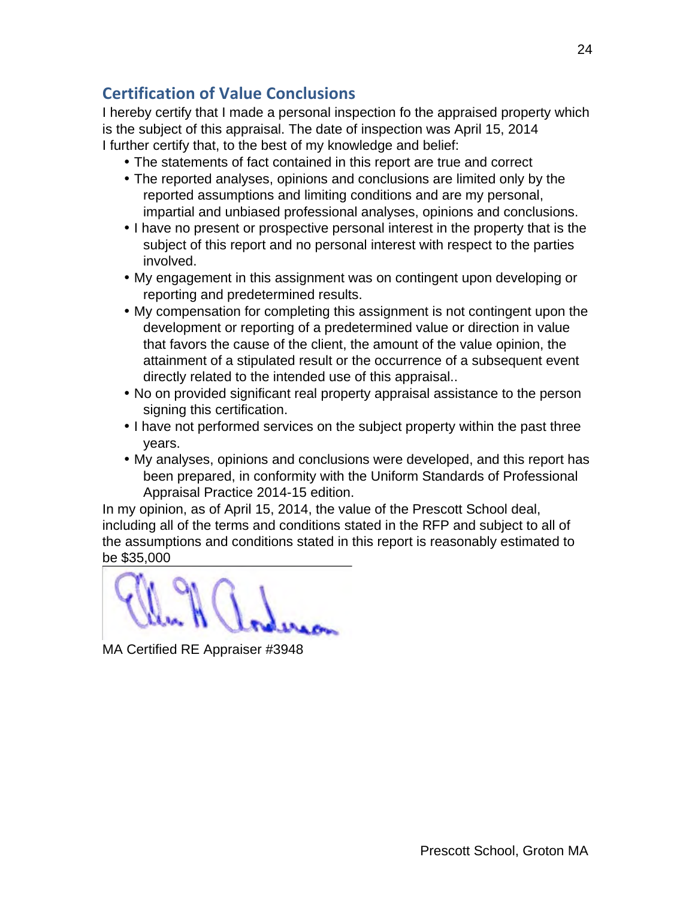## Certification of Value Conclusions

I hereby certify that I made a personal inspection fo the appraised property which is the subject of this appraisal. The date of inspection was April 15, 2014
I further certify that, to the best of my knowledge and belief:

- The statements of fact contained in this report are true and correct
- The reported analyses, opinions and conclusions are limited only by the reported assumptions and limiting conditions and are my personal, impartial and unbiased professional analyses, opinions and conclusions.
- I have no present or prospective personal interest in the property that is the subject of this report and no personal interest with respect to the parties involved.
- My engagement in this assignment was on contingent upon developing or reporting and predetermined results.
- My compensation for completing this assignment is not contingent upon the development or reporting of a predetermined value or direction in value that favors the cause of the client, the amount of the value opinion, the attainment of a stipulated result or the occurrence of a subsequent event directly related to the intended use of this appraisal..
- No on provided significant real property appraisal assistance to the person signing this certification.
- I have not performed services on the subject property within the past three years.
- My analyses, opinions and conclusions were developed, and this report has been prepared, in conformity with the Uniform Standards of Professional Appraisal Practice 2014-15 edition.

In my opinion, as of April 15, 2014, the value of the Prescott School deal, including all of the terms and conditions stated in the RFP and subject to all of the assumptions and conditions stated in this report is reasonably estimated to be $35,000

MA Certified RE Appraiser #3948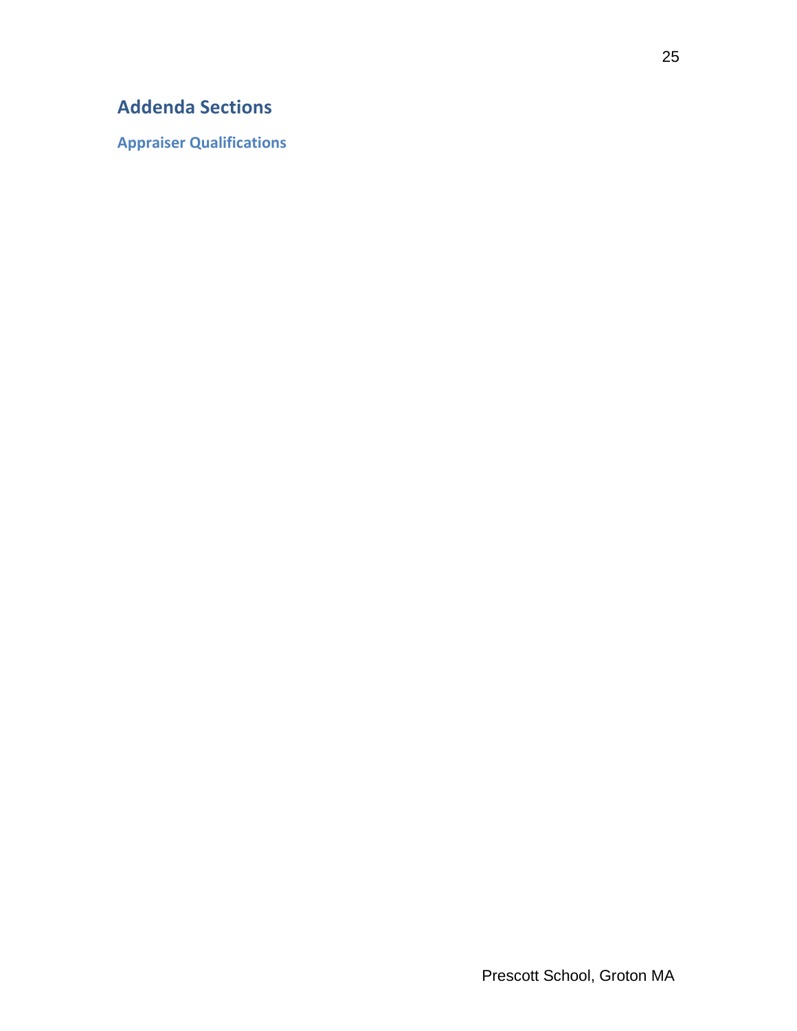## Addenda Sections

### Appraiser Qualifications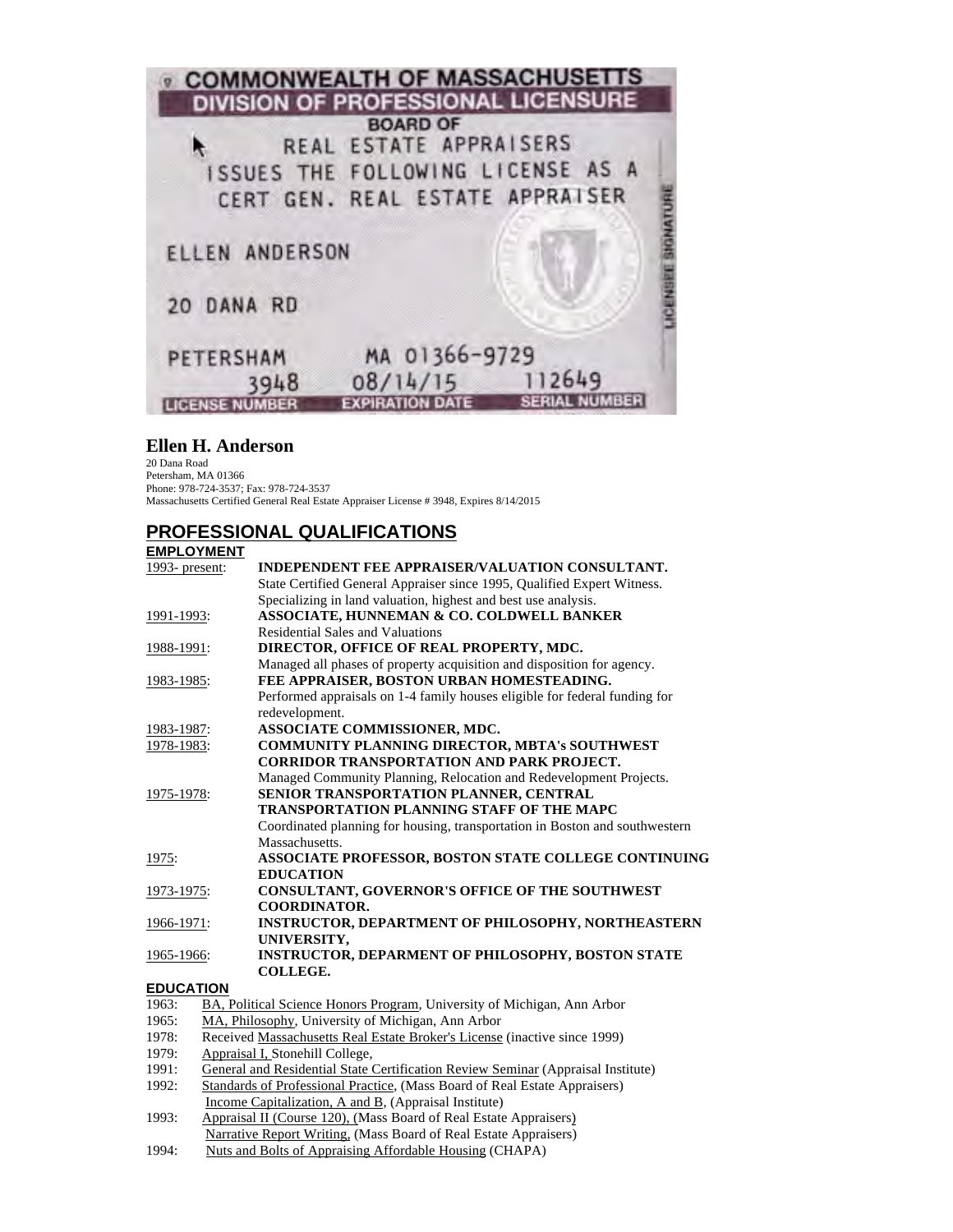COMMONWEALTH OF MASSACHUSETTS
DIVISION OF PROFESSIONAL LICENSURE
BOARD OF
REAL ESTATE APPRAISERS
ISSUES THE FOLLOWING LICENSE AS A
CERT GEN. REAL ESTATE APPRAISER

ELLEN ANDERSON

20 DANA RD

PETERSHAM MA 01366-9729

| LICENSE NUMBER | EXPIRATION DATE | SERIAL NUMBER |
| --- | --- | --- |
| 3948 | 08/14/15 | 112649 |

LICENSEE SIGNATURE

## Ellen H. Anderson

20 Dana Road
Petersham, MA 01366
Phone: 978-724-3537; Fax: 978-724-3537
Massachusetts Certified General Real Estate Appraiser License # 3948, Expires 8/14/2015

# PROFESSIONAL QUALIFICATIONS

### EMPLOYMENT

1993- present: **INDEPENDENT FEE APPRAISER/VALUATION CONSULTANT.**
State Certified General Appraiser since 1995, Qualified Expert Witness.
Specializing in land valuation, highest and best use analysis.

1991-1993: **ASSOCIATE, HUNNEMAN & CO. COLDWELL BANKER**
Residential Sales and Valuations

1988-1991: **DIRECTOR, OFFICE OF REAL PROPERTY, MDC.**
Managed all phases of property acquisition and disposition for agency.

1983-1985: **FEE APPRAISER, BOSTON URBAN HOMESTEADING.**
Performed appraisals on 1-4 family houses eligible for federal funding for redevelopment.

1983-1987: **ASSOCIATE COMMISSIONER, MDC.**

1978-1983: **COMMUNITY PLANNING DIRECTOR, MBTA's SOUTHWEST CORRIDOR TRANSPORTATION AND PARK PROJECT.**
Managed Community Planning, Relocation and Redevelopment Projects.

1975-1978: **SENIOR TRANSPORTATION PLANNER, CENTRAL TRANSPORTATION PLANNING STAFF OF THE MAPC**
Coordinated planning for housing, transportation in Boston and southwestern Massachusetts.

1975: **ASSOCIATE PROFESSOR, BOSTON STATE COLLEGE CONTINUING EDUCATION**

1973-1975: **CONSULTANT, GOVERNOR'S OFFICE OF THE SOUTHWEST COORDINATOR.**

1966-1971: **INSTRUCTOR, DEPARTMENT OF PHILOSOPHY, NORTHEASTERN UNIVERSITY,**

1965-1966: **INSTRUCTOR, DEPARMENT OF PHILOSOPHY, BOSTON STATE COLLEGE.**

### EDUCATION

1963: BA, Political Science Honors Program, University of Michigan, Ann Arbor
1965: MA, Philosophy, University of Michigan, Ann Arbor
1978: Received Massachusetts Real Estate Broker's License (inactive since 1999)
1979: Appraisal I, Stonehill College,
1991: General and Residential State Certification Review Seminar (Appraisal Institute)
1992: Standards of Professional Practice, (Mass Board of Real Estate Appraisers)
Income Capitalization, A and B, (Appraisal Institute)
1993: Appraisal II (Course 120), (Mass Board of Real Estate Appraisers)
Narrative Report Writing, (Mass Board of Real Estate Appraisers)
1994: Nuts and Bolts of Appraising Affordable Housing (CHAPA)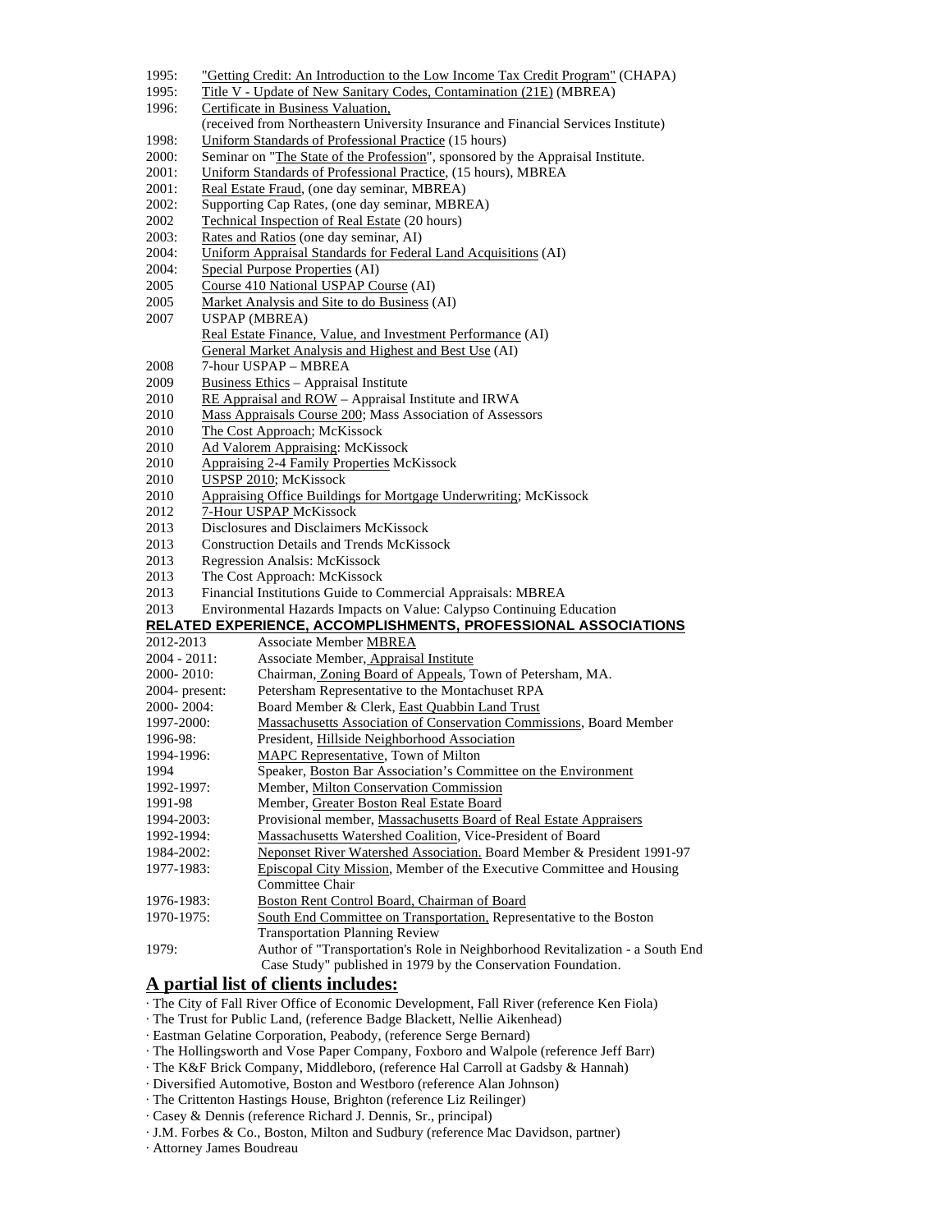1995: "Getting Credit: An Introduction to the Low Income Tax Credit Program" (CHAPA)
1995: Title V - Update of New Sanitary Codes, Contamination (21E) (MBREA)
1996: Certificate in Business Valuation,
(received from Northeastern University Insurance and Financial Services Institute)
1998: Uniform Standards of Professional Practice (15 hours)
2000: Seminar on "The State of the Profession", sponsored by the Appraisal Institute.
2001: Uniform Standards of Professional Practice, (15 hours), MBREA
2001: Real Estate Fraud, (one day seminar, MBREA)
2002: Supporting Cap Rates, (one day seminar, MBREA)
2002 Technical Inspection of Real Estate (20 hours)
2003: Rates and Ratios (one day seminar, AI)
2004: Uniform Appraisal Standards for Federal Land Acquisitions (AI)
2004: Special Purpose Properties (AI)
2005 Course 410 National USPAP Course (AI)
2005 Market Analysis and Site to do Business (AI)
2007 USPAP (MBREA)
Real Estate Finance, Value, and Investment Performance (AI)
General Market Analysis and Highest and Best Use (AI)
2008 7-hour USPAP – MBREA
2009 Business Ethics – Appraisal Institute
2010 RE Appraisal and ROW – Appraisal Institute and IRWA
2010 Mass Appraisals Course 200; Mass Association of Assessors
2010 The Cost Approach; McKissock
2010 Ad Valorem Appraising: McKissock
2010 Appraising 2-4 Family Properties McKissock
2010 USPSP 2010; McKissock
2010 Appraising Office Buildings for Mortgage Underwriting; McKissock
2012 7-Hour USPAP McKissock
2013 Disclosures and Disclaimers McKissock
2013 Construction Details and Trends McKissock
2013 Regression Analsis: McKissock
2013 The Cost Approach: McKissock
2013 Financial Institutions Guide to Commercial Appraisals: MBREA
2013 Environmental Hazards Impacts on Value: Calypso Continuing Education

**RELATED EXPERIENCE, ACCOMPLISHMENTS, PROFESSIONAL ASSOCIATIONS**

2012-2013 Associate Member MBREA
2004 - 2011: Associate Member, Appraisal Institute
2000- 2010: Chairman, Zoning Board of Appeals, Town of Petersham, MA.
2004- present: Petersham Representative to the Montachuset RPA
2000- 2004: Board Member & Clerk, East Quabbin Land Trust
1997-2000: Massachusetts Association of Conservation Commissions, Board Member
1996-98: President, Hillside Neighborhood Association
1994-1996: MAPC Representative, Town of Milton
1994 Speaker, Boston Bar Association's Committee on the Environment
1992-1997: Member, Milton Conservation Commission
1991-98 Member, Greater Boston Real Estate Board
1994-2003: Provisional member, Massachusetts Board of Real Estate Appraisers
1992-1994: Massachusetts Watershed Coalition, Vice-President of Board
1984-2002: Neponset River Watershed Association. Board Member & President 1991-97
1977-1983: Episcopal City Mission, Member of the Executive Committee and Housing Committee Chair
1976-1983: Boston Rent Control Board, Chairman of Board
1970-1975: South End Committee on Transportation, Representative to the Boston Transportation Planning Review
1979: Author of "Transportation's Role in Neighborhood Revitalization - a South End Case Study" published in 1979 by the Conservation Foundation.

## A partial list of clients includes:

· The City of Fall River Office of Economic Development, Fall River (reference Ken Fiola)
· The Trust for Public Land, (reference Badge Blackett, Nellie Aikenhead)
· Eastman Gelatine Corporation, Peabody, (reference Serge Bernard)
· The Hollingsworth and Vose Paper Company, Foxboro and Walpole (reference Jeff Barr)
· The K&F Brick Company, Middleboro, (reference Hal Carroll at Gadsby & Hannah)
· Diversified Automotive, Boston and Westboro (reference Alan Johnson)
· The Crittenton Hastings House, Brighton (reference Liz Reilinger)
· Casey & Dennis (reference Richard J. Dennis, Sr., principal)
· J.M. Forbes & Co., Boston, Milton and Sudbury (reference Mac Davidson, partner)
· Attorney James Boudreau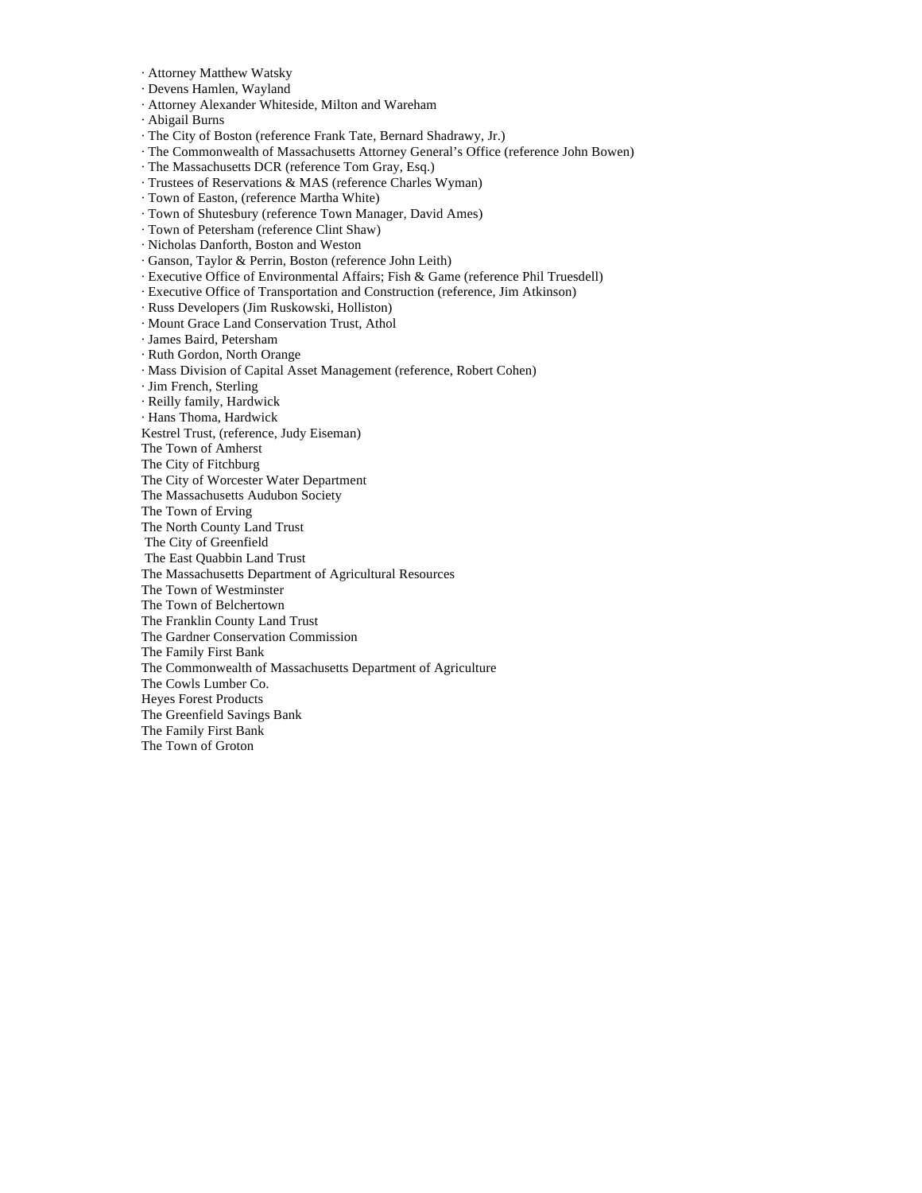- Attorney Matthew Watsky
- Devens Hamlen, Wayland
- Attorney Alexander Whiteside, Milton and Wareham
- Abigail Burns
- The City of Boston (reference Frank Tate, Bernard Shadrawy, Jr.)
- The Commonwealth of Massachusetts Attorney General's Office (reference John Bowen)
- The Massachusetts DCR (reference Tom Gray, Esq.)
- Trustees of Reservations & MAS (reference Charles Wyman)
- Town of Easton, (reference Martha White)
- Town of Shutesbury (reference Town Manager, David Ames)
- Town of Petersham (reference Clint Shaw)
- Nicholas Danforth, Boston and Weston
- Ganson, Taylor & Perrin, Boston (reference John Leith)
- Executive Office of Environmental Affairs; Fish & Game (reference Phil Truesdell)
- Executive Office of Transportation and Construction (reference, Jim Atkinson)
- Russ Developers (Jim Ruskowski, Holliston)
- Mount Grace Land Conservation Trust, Athol
- James Baird, Petersham
- Ruth Gordon, North Orange
- Mass Division of Capital Asset Management (reference, Robert Cohen)
- Jim French, Sterling
- Reilly family, Hardwick
- Hans Thoma, Hardwick

Kestrel Trust, (reference, Judy Eiseman)
The Town of Amherst
The City of Fitchburg
The City of Worcester Water Department
The Massachusetts Audubon Society
The Town of Erving
The North County Land Trust
The City of Greenfield
The East Quabbin Land Trust
The Massachusetts Department of Agricultural Resources
The Town of Westminster
The Town of Belchertown
The Franklin County Land Trust
The Gardner Conservation Commission
The Family First Bank
The Commonwealth of Massachusetts Department of Agriculture
The Cowls Lumber Co.
Heyes Forest Products
The Greenfield Savings Bank
The Family First Bank
The Town of Groton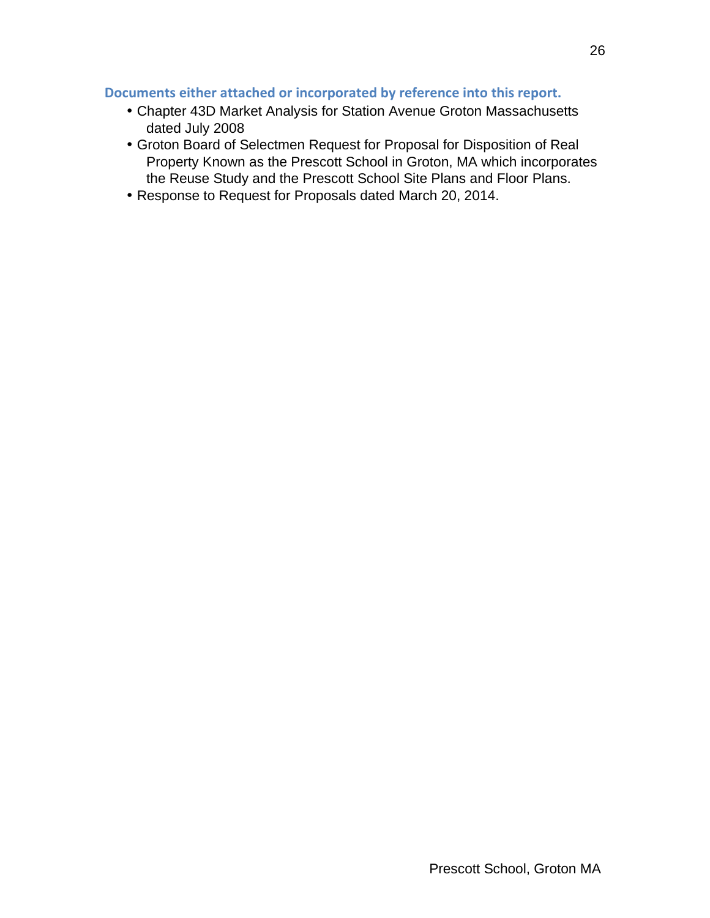### Documents either attached or incorporated by reference into this report.

- Chapter 43D Market Analysis for Station Avenue Groton Massachusetts dated July 2008
- Groton Board of Selectmen Request for Proposal for Disposition of Real Property Known as the Prescott School in Groton, MA which incorporates the Reuse Study and the Prescott School Site Plans and Floor Plans.
- Response to Request for Proposals dated March 20, 2014.